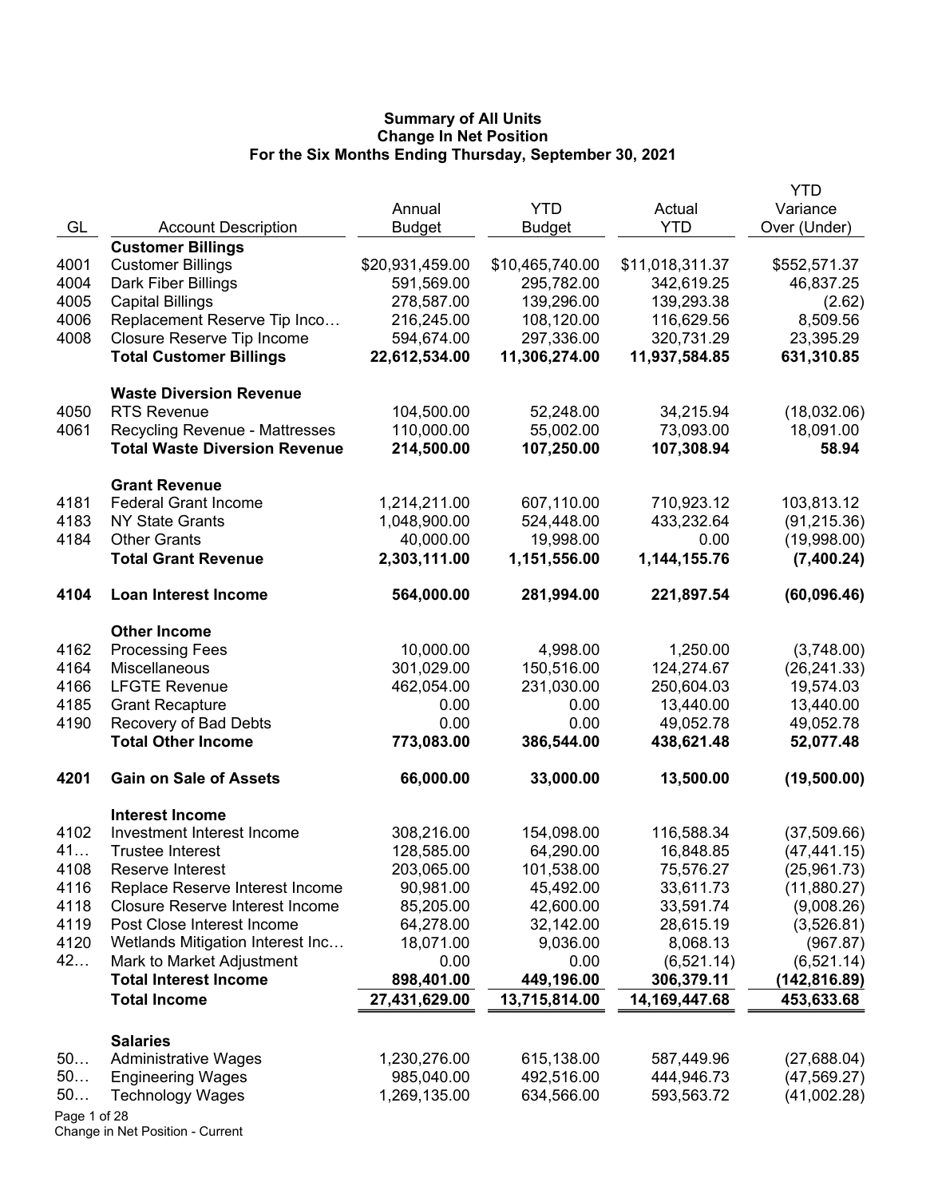# Summary of All Units
## Change In Net Position
### For the Six Months Ending Thursday, September 30, 2021

| GL | Account Description | Annual Budget | YTD Budget | Actual YTD | YTD Variance Over (Under) |
|---|---|---|---|---|---|
| | **Customer Billings** | | | | |
| 4001 | Customer Billings | $20,931,459.00 | $10,465,740.00 | $11,018,311.37 | $552,571.37 |
| 4004 | Dark Fiber Billings | 591,569.00 | 295,782.00 | 342,619.25 | 46,837.25 |
| 4005 | Capital Billings | 278,587.00 | 139,296.00 | 139,293.38 | (2.62) |
| 4006 | Replacement Reserve Tip Inco… | 216,245.00 | 108,120.00 | 116,629.56 | 8,509.56 |
| 4008 | Closure Reserve Tip Income | 594,674.00 | 297,336.00 | 320,731.29 | 23,395.29 |
| | **Total Customer Billings** | **22,612,534.00** | **11,306,274.00** | **11,937,584.85** | **631,310.85** |
| | **Waste Diversion Revenue** | | | | |
| 4050 | RTS Revenue | 104,500.00 | 52,248.00 | 34,215.94 | (18,032.06) |
| 4061 | Recycling Revenue - Mattresses | 110,000.00 | 55,002.00 | 73,093.00 | 18,091.00 |
| | **Total Waste Diversion Revenue** | **214,500.00** | **107,250.00** | **107,308.94** | **58.94** |
| | **Grant Revenue** | | | | |
| 4181 | Federal Grant Income | 1,214,211.00 | 607,110.00 | 710,923.12 | 103,813.12 |
| 4183 | NY State Grants | 1,048,900.00 | 524,448.00 | 433,232.64 | (91,215.36) |
| 4184 | Other Grants | 40,000.00 | 19,998.00 | 0.00 | (19,998.00) |
| | **Total Grant Revenue** | **2,303,111.00** | **1,151,556.00** | **1,144,155.76** | **(7,400.24)** |
| **4104** | **Loan Interest Income** | **564,000.00** | **281,994.00** | **221,897.54** | **(60,096.46)** |
| | **Other Income** | | | | |
| 4162 | Processing Fees | 10,000.00 | 4,998.00 | 1,250.00 | (3,748.00) |
| 4164 | Miscellaneous | 301,029.00 | 150,516.00 | 124,274.67 | (26,241.33) |
| 4166 | LFGTE Revenue | 462,054.00 | 231,030.00 | 250,604.03 | 19,574.03 |
| 4185 | Grant Recapture | 0.00 | 0.00 | 13,440.00 | 13,440.00 |
| 4190 | Recovery of Bad Debts | 0.00 | 0.00 | 49,052.78 | 49,052.78 |
| | **Total Other Income** | **773,083.00** | **386,544.00** | **438,621.48** | **52,077.48** |
| **4201** | **Gain on Sale of Assets** | **66,000.00** | **33,000.00** | **13,500.00** | **(19,500.00)** |
| | **Interest Income** | | | | |
| 4102 | Investment Interest Income | 308,216.00 | 154,098.00 | 116,588.34 | (37,509.66) |
| 41… | Trustee Interest | 128,585.00 | 64,290.00 | 16,848.85 | (47,441.15) |
| 4108 | Reserve Interest | 203,065.00 | 101,538.00 | 75,576.27 | (25,961.73) |
| 4116 | Replace Reserve Interest Income | 90,981.00 | 45,492.00 | 33,611.73 | (11,880.27) |
| 4118 | Closure Reserve Interest Income | 85,205.00 | 42,600.00 | 33,591.74 | (9,008.26) |
| 4119 | Post Close Interest Income | 64,278.00 | 32,142.00 | 28,615.19 | (3,526.81) |
| 4120 | Wetlands Mitigation Interest Inc… | 18,071.00 | 9,036.00 | 8,068.13 | (967.87) |
| 42… | Mark to Market Adjustment | 0.00 | 0.00 | (6,521.14) | (6,521.14) |
| | **Total Interest Income** | **898,401.00** | **449,196.00** | **306,379.11** | **(142,816.89)** |
| | **Total Income** | **27,431,629.00** | **13,715,814.00** | **14,169,447.68** | **453,633.68** |
| | **Salaries** | | | | |
| 50… | Administrative Wages | 1,230,276.00 | 615,138.00 | 587,449.96 | (27,688.04) |
| 50… | Engineering Wages | 985,040.00 | 492,516.00 | 444,946.73 | (47,569.27) |
| 50… | Technology Wages | 1,269,135.00 | 634,566.00 | 593,563.72 | (41,002.28) |

Change in Net Position - Current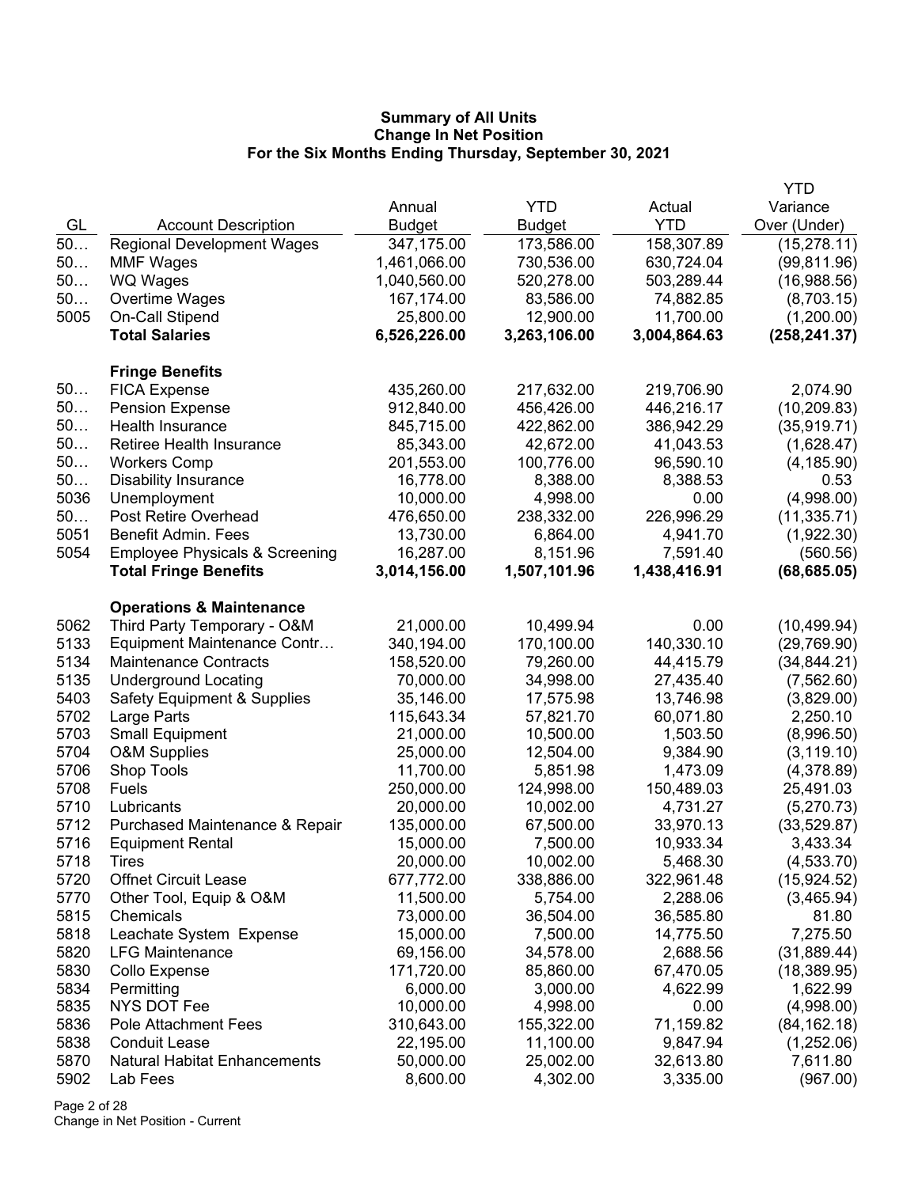**Summary of All Units**
**Change In Net Position**
**For the Six Months Ending Thursday, September 30, 2021**

| GL | Account Description | Annual Budget | YTD Budget | Actual YTD | YTD Variance Over (Under) |
|---|---|---|---|---|---|
| 50… | Regional Development Wages | 347,175.00 | 173,586.00 | 158,307.89 | (15,278.11) |
| 50… | MMF Wages | 1,461,066.00 | 730,536.00 | 630,724.04 | (99,811.96) |
| 50… | WQ Wages | 1,040,560.00 | 520,278.00 | 503,289.44 | (16,988.56) |
| 50… | Overtime Wages | 167,174.00 | 83,586.00 | 74,882.85 | (8,703.15) |
| 5005 | On-Call Stipend | 25,800.00 | 12,900.00 | 11,700.00 | (1,200.00) |
| | **Total Salaries** | **6,526,226.00** | **3,263,106.00** | **3,004,864.63** | **(258,241.37)** |
| | **Fringe Benefits** | | | | |
| 50… | FICA Expense | 435,260.00 | 217,632.00 | 219,706.90 | 2,074.90 |
| 50… | Pension Expense | 912,840.00 | 456,426.00 | 446,216.17 | (10,209.83) |
| 50… | Health Insurance | 845,715.00 | 422,862.00 | 386,942.29 | (35,919.71) |
| 50… | Retiree Health Insurance | 85,343.00 | 42,672.00 | 41,043.53 | (1,628.47) |
| 50… | Workers Comp | 201,553.00 | 100,776.00 | 96,590.10 | (4,185.90) |
| 50… | Disability Insurance | 16,778.00 | 8,388.00 | 8,388.53 | 0.53 |
| 5036 | Unemployment | 10,000.00 | 4,998.00 | 0.00 | (4,998.00) |
| 50… | Post Retire Overhead | 476,650.00 | 238,332.00 | 226,996.29 | (11,335.71) |
| 5051 | Benefit Admin. Fees | 13,730.00 | 6,864.00 | 4,941.70 | (1,922.30) |
| 5054 | Employee Physicals & Screening | 16,287.00 | 8,151.96 | 7,591.40 | (560.56) |
| | **Total Fringe Benefits** | **3,014,156.00** | **1,507,101.96** | **1,438,416.91** | **(68,685.05)** |
| | **Operations & Maintenance** | | | | |
| 5062 | Third Party Temporary - O&M | 21,000.00 | 10,499.94 | 0.00 | (10,499.94) |
| 5133 | Equipment Maintenance Contr… | 340,194.00 | 170,100.00 | 140,330.10 | (29,769.90) |
| 5134 | Maintenance Contracts | 158,520.00 | 79,260.00 | 44,415.79 | (34,844.21) |
| 5135 | Underground Locating | 70,000.00 | 34,998.00 | 27,435.40 | (7,562.60) |
| 5403 | Safety Equipment & Supplies | 35,146.00 | 17,575.98 | 13,746.98 | (3,829.00) |
| 5702 | Large Parts | 115,643.34 | 57,821.70 | 60,071.80 | 2,250.10 |
| 5703 | Small Equipment | 21,000.00 | 10,500.00 | 1,503.50 | (8,996.50) |
| 5704 | O&M Supplies | 25,000.00 | 12,504.00 | 9,384.90 | (3,119.10) |
| 5706 | Shop Tools | 11,700.00 | 5,851.98 | 1,473.09 | (4,378.89) |
| 5708 | Fuels | 250,000.00 | 124,998.00 | 150,489.03 | 25,491.03 |
| 5710 | Lubricants | 20,000.00 | 10,002.00 | 4,731.27 | (5,270.73) |
| 5712 | Purchased Maintenance & Repair | 135,000.00 | 67,500.00 | 33,970.13 | (33,529.87) |
| 5716 | Equipment Rental | 15,000.00 | 7,500.00 | 10,933.34 | 3,433.34 |
| 5718 | Tires | 20,000.00 | 10,002.00 | 5,468.30 | (4,533.70) |
| 5720 | Offnet Circuit Lease | 677,772.00 | 338,886.00 | 322,961.48 | (15,924.52) |
| 5770 | Other Tool, Equip & O&M | 11,500.00 | 5,754.00 | 2,288.06 | (3,465.94) |
| 5815 | Chemicals | 73,000.00 | 36,504.00 | 36,585.80 | 81.80 |
| 5818 | Leachate System Expense | 15,000.00 | 7,500.00 | 14,775.50 | 7,275.50 |
| 5820 | LFG Maintenance | 69,156.00 | 34,578.00 | 2,688.56 | (31,889.44) |
| 5830 | Collo Expense | 171,720.00 | 85,860.00 | 67,470.05 | (18,389.95) |
| 5834 | Permitting | 6,000.00 | 3,000.00 | 4,622.99 | 1,622.99 |
| 5835 | NYS DOT Fee | 10,000.00 | 4,998.00 | 0.00 | (4,998.00) |
| 5836 | Pole Attachment Fees | 310,643.00 | 155,322.00 | 71,159.82 | (84,162.18) |
| 5838 | Conduit Lease | 22,195.00 | 11,100.00 | 9,847.94 | (1,252.06) |
| 5870 | Natural Habitat Enhancements | 50,000.00 | 25,002.00 | 32,613.80 | 7,611.80 |
| 5902 | Lab Fees | 8,600.00 | 4,302.00 | 3,335.00 | (967.00) |

Change in Net Position - Current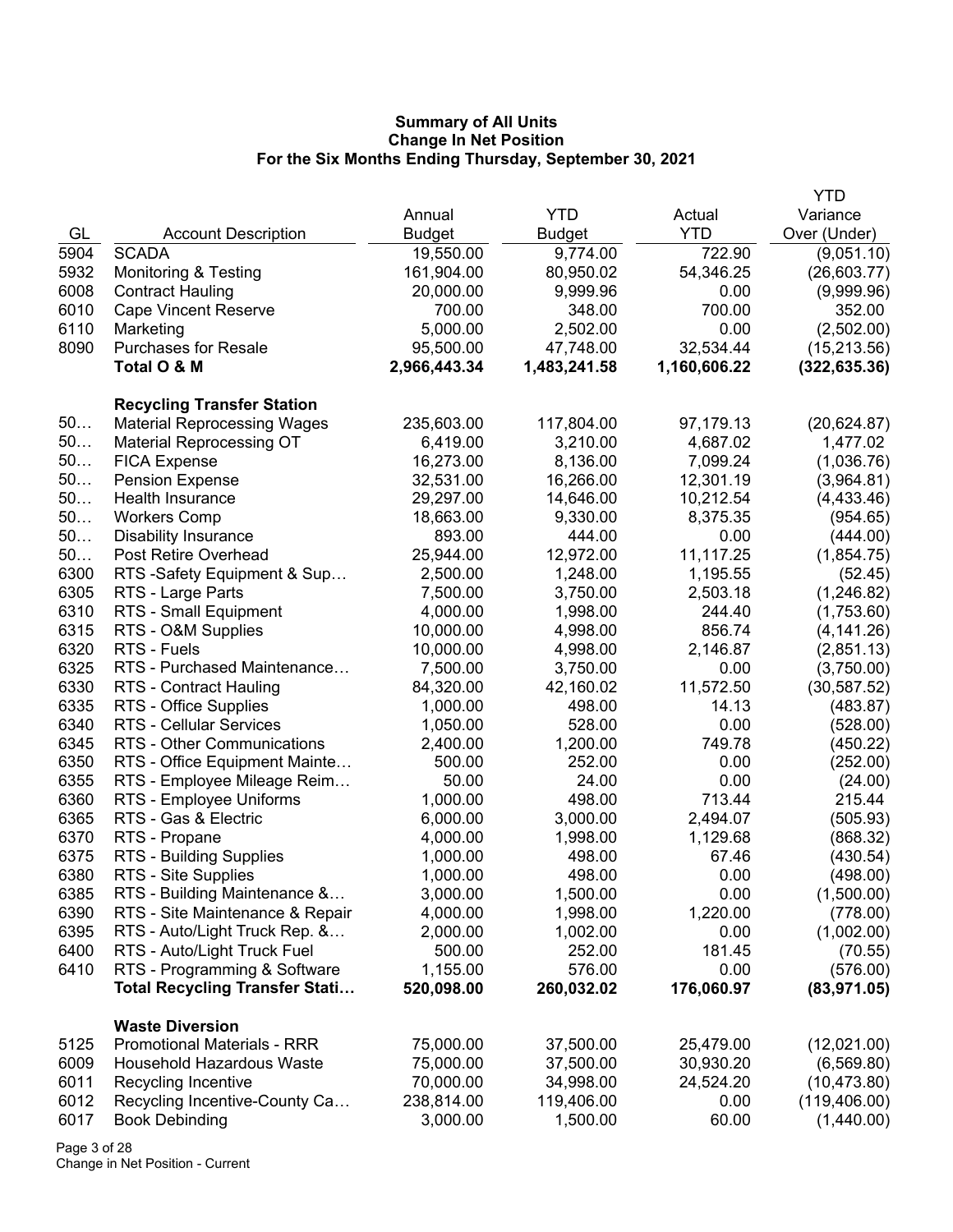**Summary of All Units**
**Change In Net Position**
**For the Six Months Ending Thursday, September 30, 2021**

| GL | Account Description | Annual Budget | YTD Budget | Actual YTD | YTD Variance Over (Under) |
|---|---|---|---|---|---|
| 5904 | SCADA | 19,550.00 | 9,774.00 | 722.90 | (9,051.10) |
| 5932 | Monitoring & Testing | 161,904.00 | 80,950.02 | 54,346.25 | (26,603.77) |
| 6008 | Contract Hauling | 20,000.00 | 9,999.96 | 0.00 | (9,999.96) |
| 6010 | Cape Vincent Reserve | 700.00 | 348.00 | 700.00 | 352.00 |
| 6110 | Marketing | 5,000.00 | 2,502.00 | 0.00 | (2,502.00) |
| 8090 | Purchases for Resale | 95,500.00 | 47,748.00 | 32,534.44 | (15,213.56) |
| | **Total O & M** | **2,966,443.34** | **1,483,241.58** | **1,160,606.22** | **(322,635.36)** |
| | | | | | |
| | **Recycling Transfer Station** | | | | |
| 50… | Material Reprocessing Wages | 235,603.00 | 117,804.00 | 97,179.13 | (20,624.87) |
| 50… | Material Reprocessing OT | 6,419.00 | 3,210.00 | 4,687.02 | 1,477.02 |
| 50… | FICA Expense | 16,273.00 | 8,136.00 | 7,099.24 | (1,036.76) |
| 50… | Pension Expense | 32,531.00 | 16,266.00 | 12,301.19 | (3,964.81) |
| 50… | Health Insurance | 29,297.00 | 14,646.00 | 10,212.54 | (4,433.46) |
| 50… | Workers Comp | 18,663.00 | 9,330.00 | 8,375.35 | (954.65) |
| 50… | Disability Insurance | 893.00 | 444.00 | 0.00 | (444.00) |
| 50… | Post Retire Overhead | 25,944.00 | 12,972.00 | 11,117.25 | (1,854.75) |
| 6300 | RTS -Safety Equipment & Sup… | 2,500.00 | 1,248.00 | 1,195.55 | (52.45) |
| 6305 | RTS - Large Parts | 7,500.00 | 3,750.00 | 2,503.18 | (1,246.82) |
| 6310 | RTS - Small Equipment | 4,000.00 | 1,998.00 | 244.40 | (1,753.60) |
| 6315 | RTS - O&M Supplies | 10,000.00 | 4,998.00 | 856.74 | (4,141.26) |
| 6320 | RTS - Fuels | 10,000.00 | 4,998.00 | 2,146.87 | (2,851.13) |
| 6325 | RTS - Purchased Maintenance… | 7,500.00 | 3,750.00 | 0.00 | (3,750.00) |
| 6330 | RTS - Contract Hauling | 84,320.00 | 42,160.02 | 11,572.50 | (30,587.52) |
| 6335 | RTS - Office Supplies | 1,000.00 | 498.00 | 14.13 | (483.87) |
| 6340 | RTS - Cellular Services | 1,050.00 | 528.00 | 0.00 | (528.00) |
| 6345 | RTS - Other Communications | 2,400.00 | 1,200.00 | 749.78 | (450.22) |
| 6350 | RTS - Office Equipment Mainte… | 500.00 | 252.00 | 0.00 | (252.00) |
| 6355 | RTS - Employee Mileage Reim… | 50.00 | 24.00 | 0.00 | (24.00) |
| 6360 | RTS - Employee Uniforms | 1,000.00 | 498.00 | 713.44 | 215.44 |
| 6365 | RTS - Gas & Electric | 6,000.00 | 3,000.00 | 2,494.07 | (505.93) |
| 6370 | RTS - Propane | 4,000.00 | 1,998.00 | 1,129.68 | (868.32) |
| 6375 | RTS - Building Supplies | 1,000.00 | 498.00 | 67.46 | (430.54) |
| 6380 | RTS - Site Supplies | 1,000.00 | 498.00 | 0.00 | (498.00) |
| 6385 | RTS - Building Maintenance &… | 3,000.00 | 1,500.00 | 0.00 | (1,500.00) |
| 6390 | RTS - Site Maintenance & Repair | 4,000.00 | 1,998.00 | 1,220.00 | (778.00) |
| 6395 | RTS - Auto/Light Truck Rep. &… | 2,000.00 | 1,002.00 | 0.00 | (1,002.00) |
| 6400 | RTS - Auto/Light Truck Fuel | 500.00 | 252.00 | 181.45 | (70.55) |
| 6410 | RTS - Programming & Software | 1,155.00 | 576.00 | 0.00 | (576.00) |
| | **Total Recycling Transfer Stati…** | **520,098.00** | **260,032.02** | **176,060.97** | **(83,971.05)** |
| | | | | | |
| | **Waste Diversion** | | | | |
| 5125 | Promotional Materials - RRR | 75,000.00 | 37,500.00 | 25,479.00 | (12,021.00) |
| 6009 | Household Hazardous Waste | 75,000.00 | 37,500.00 | 30,930.20 | (6,569.80) |
| 6011 | Recycling Incentive | 70,000.00 | 34,998.00 | 24,524.20 | (10,473.80) |
| 6012 | Recycling Incentive-County Ca… | 238,814.00 | 119,406.00 | 0.00 | (119,406.00) |
| 6017 | Book Debinding | 3,000.00 | 1,500.00 | 60.00 | (1,440.00) |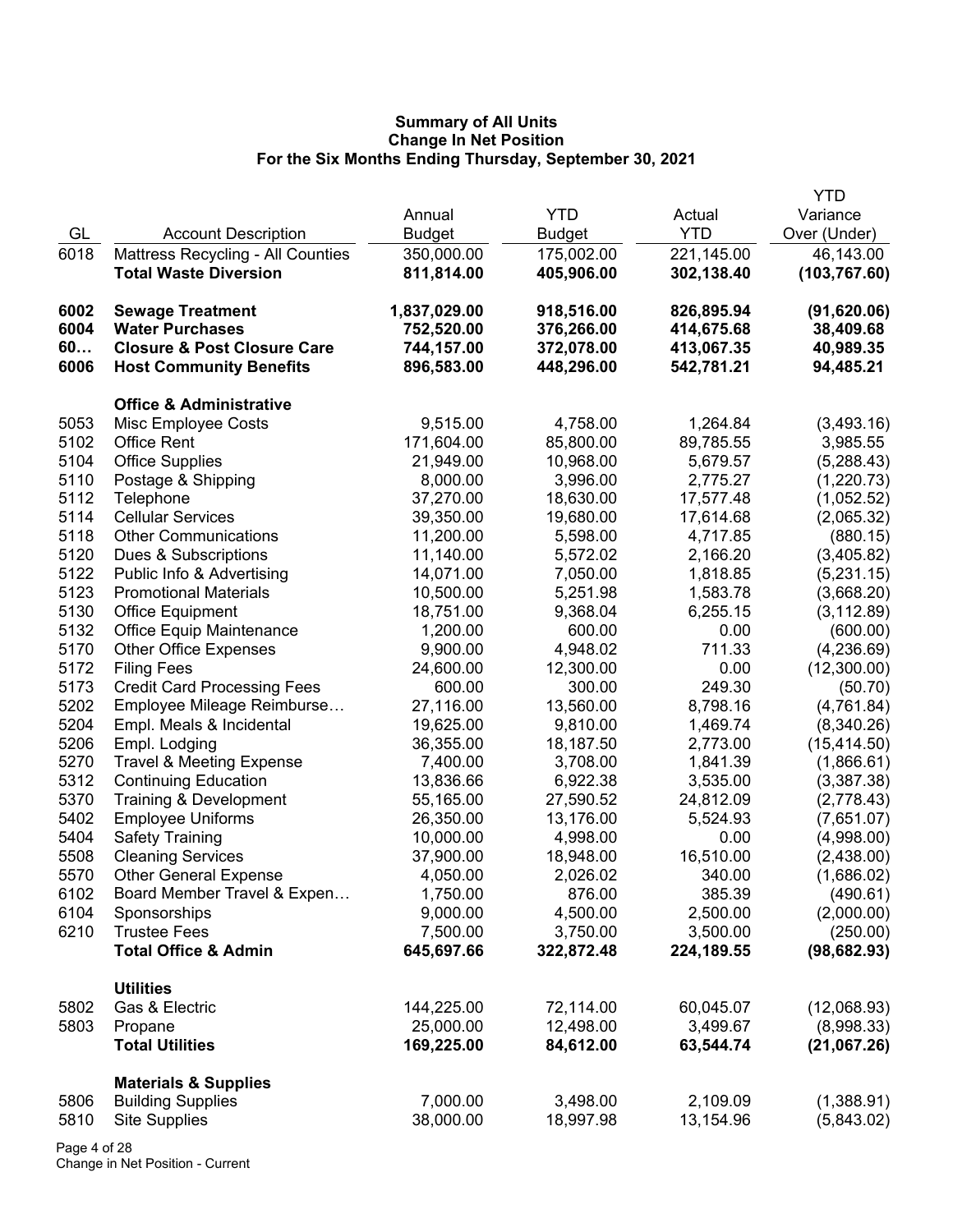**Summary of All Units**
**Change In Net Position**
**For the Six Months Ending Thursday, September 30, 2021**

| GL | Account Description | Annual Budget | YTD Budget | Actual YTD | YTD Variance Over (Under) |
|---|---|---|---|---|---|
| 6018 | Mattress Recycling - All Counties | 350,000.00 | 175,002.00 | 221,145.00 | 46,143.00 |
| | **Total Waste Diversion** | **811,814.00** | **405,906.00** | **302,138.40** | **(103,767.60)** |
| | | | | | |
| **6002** | **Sewage Treatment** | **1,837,029.00** | **918,516.00** | **826,895.94** | **(91,620.06)** |
| **6004** | **Water Purchases** | **752,520.00** | **376,266.00** | **414,675.68** | **38,409.68** |
| **60…** | **Closure & Post Closure Care** | **744,157.00** | **372,078.00** | **413,067.35** | **40,989.35** |
| **6006** | **Host Community Benefits** | **896,583.00** | **448,296.00** | **542,781.21** | **94,485.21** |
| | | | | | |
| | **Office & Administrative** | | | | |
| 5053 | Misc Employee Costs | 9,515.00 | 4,758.00 | 1,264.84 | (3,493.16) |
| 5102 | Office Rent | 171,604.00 | 85,800.00 | 89,785.55 | 3,985.55 |
| 5104 | Office Supplies | 21,949.00 | 10,968.00 | 5,679.57 | (5,288.43) |
| 5110 | Postage & Shipping | 8,000.00 | 3,996.00 | 2,775.27 | (1,220.73) |
| 5112 | Telephone | 37,270.00 | 18,630.00 | 17,577.48 | (1,052.52) |
| 5114 | Cellular Services | 39,350.00 | 19,680.00 | 17,614.68 | (2,065.32) |
| 5118 | Other Communications | 11,200.00 | 5,598.00 | 4,717.85 | (880.15) |
| 5120 | Dues & Subscriptions | 11,140.00 | 5,572.02 | 2,166.20 | (3,405.82) |
| 5122 | Public Info & Advertising | 14,071.00 | 7,050.00 | 1,818.85 | (5,231.15) |
| 5123 | Promotional Materials | 10,500.00 | 5,251.98 | 1,583.78 | (3,668.20) |
| 5130 | Office Equipment | 18,751.00 | 9,368.04 | 6,255.15 | (3,112.89) |
| 5132 | Office Equip Maintenance | 1,200.00 | 600.00 | 0.00 | (600.00) |
| 5170 | Other Office Expenses | 9,900.00 | 4,948.02 | 711.33 | (4,236.69) |
| 5172 | Filing Fees | 24,600.00 | 12,300.00 | 0.00 | (12,300.00) |
| 5173 | Credit Card Processing Fees | 600.00 | 300.00 | 249.30 | (50.70) |
| 5202 | Employee Mileage Reimburse… | 27,116.00 | 13,560.00 | 8,798.16 | (4,761.84) |
| 5204 | Empl. Meals & Incidental | 19,625.00 | 9,810.00 | 1,469.74 | (8,340.26) |
| 5206 | Empl. Lodging | 36,355.00 | 18,187.50 | 2,773.00 | (15,414.50) |
| 5270 | Travel & Meeting Expense | 7,400.00 | 3,708.00 | 1,841.39 | (1,866.61) |
| 5312 | Continuing Education | 13,836.66 | 6,922.38 | 3,535.00 | (3,387.38) |
| 5370 | Training & Development | 55,165.00 | 27,590.52 | 24,812.09 | (2,778.43) |
| 5402 | Employee Uniforms | 26,350.00 | 13,176.00 | 5,524.93 | (7,651.07) |
| 5404 | Safety Training | 10,000.00 | 4,998.00 | 0.00 | (4,998.00) |
| 5508 | Cleaning Services | 37,900.00 | 18,948.00 | 16,510.00 | (2,438.00) |
| 5570 | Other General Expense | 4,050.00 | 2,026.02 | 340.00 | (1,686.02) |
| 6102 | Board Member Travel & Expen… | 1,750.00 | 876.00 | 385.39 | (490.61) |
| 6104 | Sponsorships | 9,000.00 | 4,500.00 | 2,500.00 | (2,000.00) |
| 6210 | Trustee Fees | 7,500.00 | 3,750.00 | 3,500.00 | (250.00) |
| | **Total Office & Admin** | **645,697.66** | **322,872.48** | **224,189.55** | **(98,682.93)** |
| | | | | | |
| | **Utilities** | | | | |
| 5802 | Gas & Electric | 144,225.00 | 72,114.00 | 60,045.07 | (12,068.93) |
| 5803 | Propane | 25,000.00 | 12,498.00 | 3,499.67 | (8,998.33) |
| | **Total Utilities** | **169,225.00** | **84,612.00** | **63,544.74** | **(21,067.26)** |
| | | | | | |
| | **Materials & Supplies** | | | | |
| 5806 | Building Supplies | 7,000.00 | 3,498.00 | 2,109.09 | (1,388.91) |
| 5810 | Site Supplies | 38,000.00 | 18,997.98 | 13,154.96 | (5,843.02) |

Change in Net Position - Current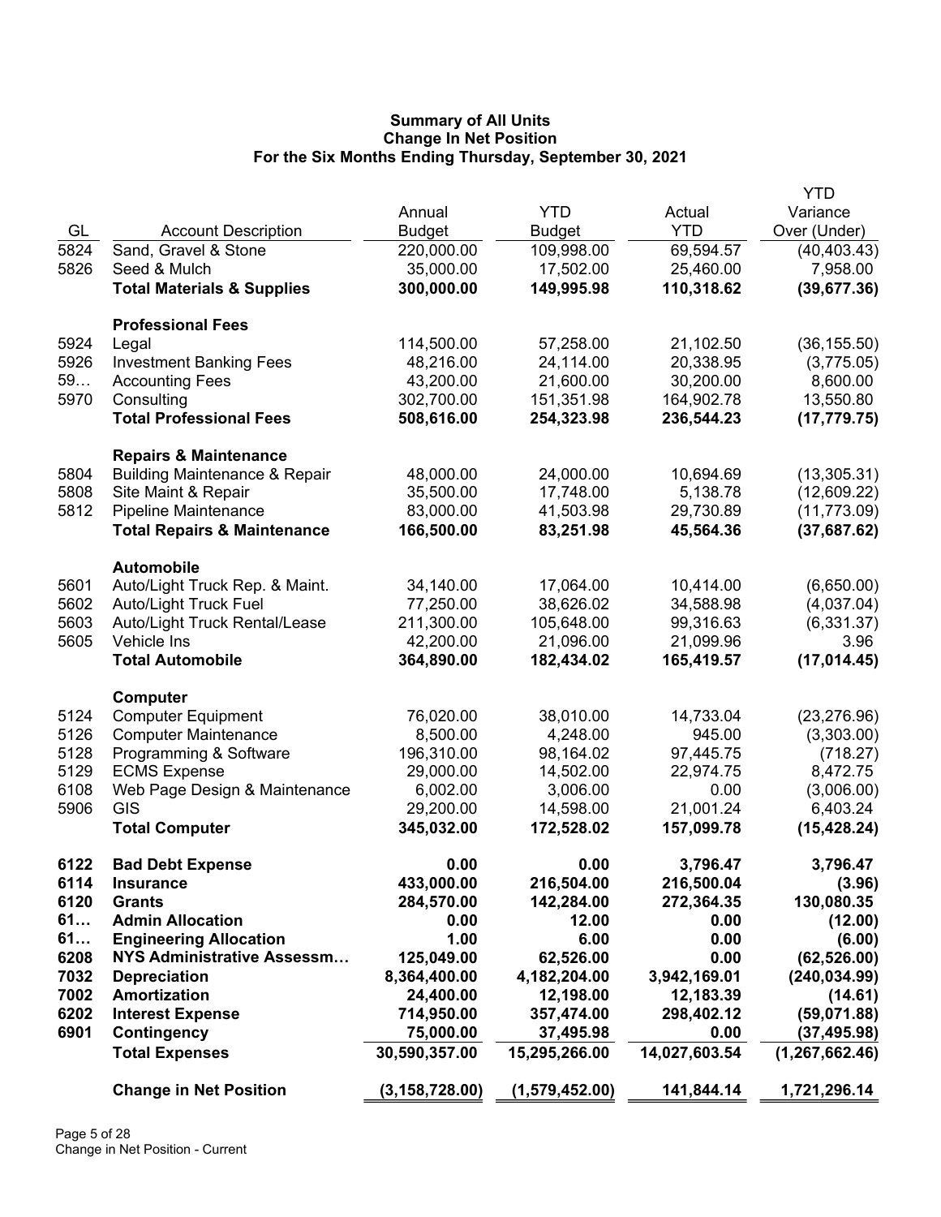# Summary of All Units
## Change In Net Position
### For the Six Months Ending Thursday, September 30, 2021

| GL | Account Description | Annual Budget | YTD Budget | Actual YTD | YTD Variance Over (Under) |
|---|---|---|---|---|---|
| 5824 | Sand, Gravel & Stone | 220,000.00 | 109,998.00 | 69,594.57 | (40,403.43) |
| 5826 | Seed & Mulch | 35,000.00 | 17,502.00 | 25,460.00 | 7,958.00 |
| | **Total Materials & Supplies** | **300,000.00** | **149,995.98** | **110,318.62** | **(39,677.36)** |
| | **Professional Fees** | | | | |
| 5924 | Legal | 114,500.00 | 57,258.00 | 21,102.50 | (36,155.50) |
| 5926 | Investment Banking Fees | 48,216.00 | 24,114.00 | 20,338.95 | (3,775.05) |
| 59… | Accounting Fees | 43,200.00 | 21,600.00 | 30,200.00 | 8,600.00 |
| 5970 | Consulting | 302,700.00 | 151,351.98 | 164,902.78 | 13,550.80 |
| | **Total Professional Fees** | **508,616.00** | **254,323.98** | **236,544.23** | **(17,779.75)** |
| | **Repairs & Maintenance** | | | | |
| 5804 | Building Maintenance & Repair | 48,000.00 | 24,000.00 | 10,694.69 | (13,305.31) |
| 5808 | Site Maint & Repair | 35,500.00 | 17,748.00 | 5,138.78 | (12,609.22) |
| 5812 | Pipeline Maintenance | 83,000.00 | 41,503.98 | 29,730.89 | (11,773.09) |
| | **Total Repairs & Maintenance** | **166,500.00** | **83,251.98** | **45,564.36** | **(37,687.62)** |
| | **Automobile** | | | | |
| 5601 | Auto/Light Truck Rep. & Maint. | 34,140.00 | 17,064.00 | 10,414.00 | (6,650.00) |
| 5602 | Auto/Light Truck Fuel | 77,250.00 | 38,626.02 | 34,588.98 | (4,037.04) |
| 5603 | Auto/Light Truck Rental/Lease | 211,300.00 | 105,648.00 | 99,316.63 | (6,331.37) |
| 5605 | Vehicle Ins | 42,200.00 | 21,096.00 | 21,099.96 | 3.96 |
| | **Total Automobile** | **364,890.00** | **182,434.02** | **165,419.57** | **(17,014.45)** |
| | **Computer** | | | | |
| 5124 | Computer Equipment | 76,020.00 | 38,010.00 | 14,733.04 | (23,276.96) |
| 5126 | Computer Maintenance | 8,500.00 | 4,248.00 | 945.00 | (3,303.00) |
| 5128 | Programming & Software | 196,310.00 | 98,164.02 | 97,445.75 | (718.27) |
| 5129 | ECMS Expense | 29,000.00 | 14,502.00 | 22,974.75 | 8,472.75 |
| 6108 | Web Page Design & Maintenance | 6,002.00 | 3,006.00 | 0.00 | (3,006.00) |
| 5906 | GIS | 29,200.00 | 14,598.00 | 21,001.24 | 6,403.24 |
| | **Total Computer** | **345,032.00** | **172,528.02** | **157,099.78** | **(15,428.24)** |
| **6122** | **Bad Debt Expense** | **0.00** | **0.00** | **3,796.47** | **3,796.47** |
| **6114** | **Insurance** | **433,000.00** | **216,504.00** | **216,500.04** | **(3.96)** |
| **6120** | **Grants** | **284,570.00** | **142,284.00** | **272,364.35** | **130,080.35** |
| **61…** | **Admin Allocation** | **0.00** | **12.00** | **0.00** | **(12.00)** |
| **61…** | **Engineering Allocation** | **1.00** | **6.00** | **0.00** | **(6.00)** |
| **6208** | **NYS Administrative Assessm…** | **125,049.00** | **62,526.00** | **0.00** | **(62,526.00)** |
| **7032** | **Depreciation** | **8,364,400.00** | **4,182,204.00** | **3,942,169.01** | **(240,034.99)** |
| **7002** | **Amortization** | **24,400.00** | **12,198.00** | **12,183.39** | **(14.61)** |
| **6202** | **Interest Expense** | **714,950.00** | **357,474.00** | **298,402.12** | **(59,071.88)** |
| **6901** | **Contingency** | **75,000.00** | **37,495.98** | **0.00** | **(37,495.98)** |
| | **Total Expenses** | **30,590,357.00** | **15,295,266.00** | **14,027,603.54** | **(1,267,662.46)** |
| | **Change in Net Position** | **(3,158,728.00)** | **(1,579,452.00)** | **141,844.14** | **1,721,296.14** |

Change in Net Position - Current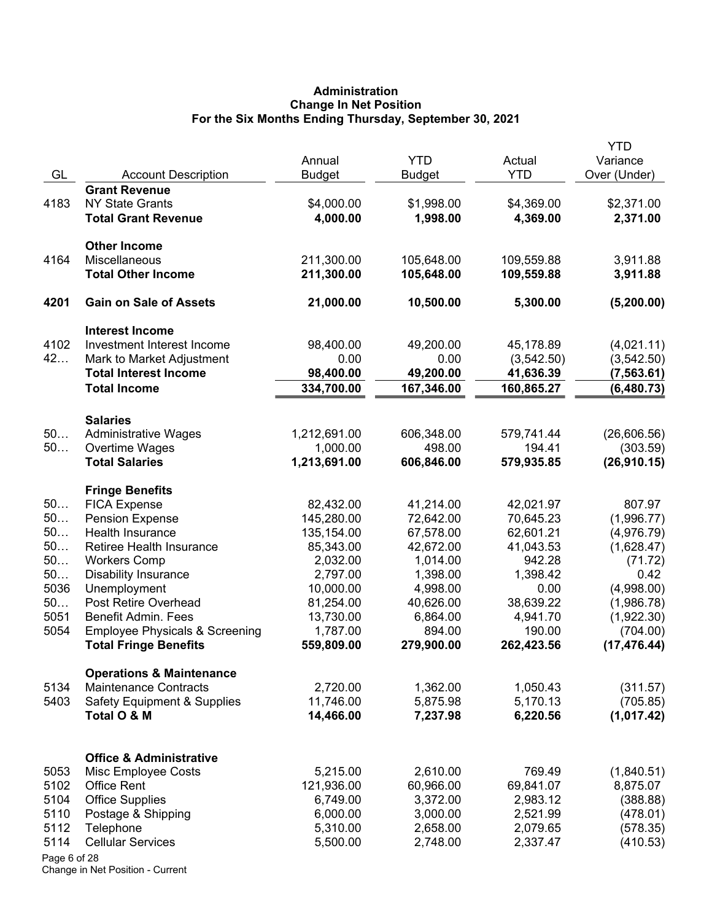# Administration
## Change In Net Position
### For the Six Months Ending Thursday, September 30, 2021

| GL | Account Description | Annual Budget | YTD Budget | Actual YTD | YTD Variance Over (Under) |
|---|---|---|---|---|---|
| | **Grant Revenue** | | | | |
| 4183 | NY State Grants | $4,000.00 | $1,998.00 | $4,369.00 | $2,371.00 |
| | **Total Grant Revenue** | **4,000.00** | **1,998.00** | **4,369.00** | **2,371.00** |
| | **Other Income** | | | | |
| 4164 | Miscellaneous | 211,300.00 | 105,648.00 | 109,559.88 | 3,911.88 |
| | **Total Other Income** | **211,300.00** | **105,648.00** | **109,559.88** | **3,911.88** |
| **4201** | **Gain on Sale of Assets** | **21,000.00** | **10,500.00** | **5,300.00** | **(5,200.00)** |
| | **Interest Income** | | | | |
| 4102 | Investment Interest Income | 98,400.00 | 49,200.00 | 45,178.89 | (4,021.11) |
| 42… | Mark to Market Adjustment | 0.00 | 0.00 | (3,542.50) | (3,542.50) |
| | **Total Interest Income** | **98,400.00** | **49,200.00** | **41,636.39** | **(7,563.61)** |
| | **Total Income** | **334,700.00** | **167,346.00** | **160,865.27** | **(6,480.73)** |
| | **Salaries** | | | | |
| 50… | Administrative Wages | 1,212,691.00 | 606,348.00 | 579,741.44 | (26,606.56) |
| 50… | Overtime Wages | 1,000.00 | 498.00 | 194.41 | (303.59) |
| | **Total Salaries** | **1,213,691.00** | **606,846.00** | **579,935.85** | **(26,910.15)** |
| | **Fringe Benefits** | | | | |
| 50… | FICA Expense | 82,432.00 | 41,214.00 | 42,021.97 | 807.97 |
| 50… | Pension Expense | 145,280.00 | 72,642.00 | 70,645.23 | (1,996.77) |
| 50… | Health Insurance | 135,154.00 | 67,578.00 | 62,601.21 | (4,976.79) |
| 50… | Retiree Health Insurance | 85,343.00 | 42,672.00 | 41,043.53 | (1,628.47) |
| 50… | Workers Comp | 2,032.00 | 1,014.00 | 942.28 | (71.72) |
| 50… | Disability Insurance | 2,797.00 | 1,398.00 | 1,398.42 | 0.42 |
| 5036 | Unemployment | 10,000.00 | 4,998.00 | 0.00 | (4,998.00) |
| 50… | Post Retire Overhead | 81,254.00 | 40,626.00 | 38,639.22 | (1,986.78) |
| 5051 | Benefit Admin. Fees | 13,730.00 | 6,864.00 | 4,941.70 | (1,922.30) |
| 5054 | Employee Physicals & Screening | 1,787.00 | 894.00 | 190.00 | (704.00) |
| | **Total Fringe Benefits** | **559,809.00** | **279,900.00** | **262,423.56** | **(17,476.44)** |
| | **Operations & Maintenance** | | | | |
| 5134 | Maintenance Contracts | 2,720.00 | 1,362.00 | 1,050.43 | (311.57) |
| 5403 | Safety Equipment & Supplies | 11,746.00 | 5,875.98 | 5,170.13 | (705.85) |
| | **Total O & M** | **14,466.00** | **7,237.98** | **6,220.56** | **(1,017.42)** |
| | **Office & Administrative** | | | | |
| 5053 | Misc Employee Costs | 5,215.00 | 2,610.00 | 769.49 | (1,840.51) |
| 5102 | Office Rent | 121,936.00 | 60,966.00 | 69,841.07 | 8,875.07 |
| 5104 | Office Supplies | 6,749.00 | 3,372.00 | 2,983.12 | (388.88) |
| 5110 | Postage & Shipping | 6,000.00 | 3,000.00 | 2,521.99 | (478.01) |
| 5112 | Telephone | 5,310.00 | 2,658.00 | 2,079.65 | (578.35) |
| 5114 | Cellular Services | 5,500.00 | 2,748.00 | 2,337.47 | (410.53) |

Change in Net Position - Current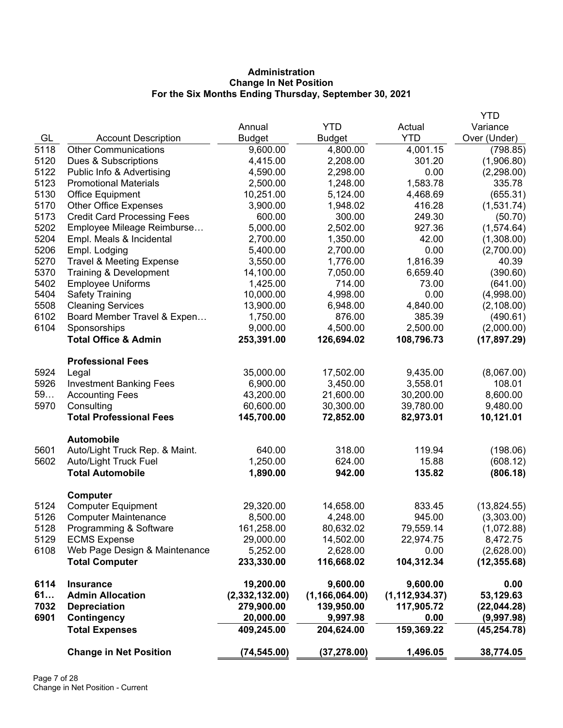**Administration**
**Change In Net Position**
**For the Six Months Ending Thursday, September 30, 2021**

| GL | Account Description | Annual Budget | YTD Budget | Actual YTD | YTD Variance Over (Under) |
|---|---|---|---|---|---|
| 5118 | Other Communications | 9,600.00 | 4,800.00 | 4,001.15 | (798.85) |
| 5120 | Dues & Subscriptions | 4,415.00 | 2,208.00 | 301.20 | (1,906.80) |
| 5122 | Public Info & Advertising | 4,590.00 | 2,298.00 | 0.00 | (2,298.00) |
| 5123 | Promotional Materials | 2,500.00 | 1,248.00 | 1,583.78 | 335.78 |
| 5130 | Office Equipment | 10,251.00 | 5,124.00 | 4,468.69 | (655.31) |
| 5170 | Other Office Expenses | 3,900.00 | 1,948.02 | 416.28 | (1,531.74) |
| 5173 | Credit Card Processing Fees | 600.00 | 300.00 | 249.30 | (50.70) |
| 5202 | Employee Mileage Reimburse… | 5,000.00 | 2,502.00 | 927.36 | (1,574.64) |
| 5204 | Empl. Meals & Incidental | 2,700.00 | 1,350.00 | 42.00 | (1,308.00) |
| 5206 | Empl. Lodging | 5,400.00 | 2,700.00 | 0.00 | (2,700.00) |
| 5270 | Travel & Meeting Expense | 3,550.00 | 1,776.00 | 1,816.39 | 40.39 |
| 5370 | Training & Development | 14,100.00 | 7,050.00 | 6,659.40 | (390.60) |
| 5402 | Employee Uniforms | 1,425.00 | 714.00 | 73.00 | (641.00) |
| 5404 | Safety Training | 10,000.00 | 4,998.00 | 0.00 | (4,998.00) |
| 5508 | Cleaning Services | 13,900.00 | 6,948.00 | 4,840.00 | (2,108.00) |
| 6102 | Board Member Travel & Expen… | 1,750.00 | 876.00 | 385.39 | (490.61) |
| 6104 | Sponsorships | 9,000.00 | 4,500.00 | 2,500.00 | (2,000.00) |
| | **Total Office & Admin** | **253,391.00** | **126,694.02** | **108,796.73** | **(17,897.29)** |
| | **Professional Fees** | | | | |
| 5924 | Legal | 35,000.00 | 17,502.00 | 9,435.00 | (8,067.00) |
| 5926 | Investment Banking Fees | 6,900.00 | 3,450.00 | 3,558.01 | 108.01 |
| 59… | Accounting Fees | 43,200.00 | 21,600.00 | 30,200.00 | 8,600.00 |
| 5970 | Consulting | 60,600.00 | 30,300.00 | 39,780.00 | 9,480.00 |
| | **Total Professional Fees** | **145,700.00** | **72,852.00** | **82,973.01** | **10,121.01** |
| | **Automobile** | | | | |
| 5601 | Auto/Light Truck Rep. & Maint. | 640.00 | 318.00 | 119.94 | (198.06) |
| 5602 | Auto/Light Truck Fuel | 1,250.00 | 624.00 | 15.88 | (608.12) |
| | **Total Automobile** | **1,890.00** | **942.00** | **135.82** | **(806.18)** |
| | **Computer** | | | | |
| 5124 | Computer Equipment | 29,320.00 | 14,658.00 | 833.45 | (13,824.55) |
| 5126 | Computer Maintenance | 8,500.00 | 4,248.00 | 945.00 | (3,303.00) |
| 5128 | Programming & Software | 161,258.00 | 80,632.02 | 79,559.14 | (1,072.88) |
| 5129 | ECMS Expense | 29,000.00 | 14,502.00 | 22,974.75 | 8,472.75 |
| 6108 | Web Page Design & Maintenance | 5,252.00 | 2,628.00 | 0.00 | (2,628.00) |
| | **Total Computer** | **233,330.00** | **116,668.02** | **104,312.34** | **(12,355.68)** |
| **6114** | **Insurance** | **19,200.00** | **9,600.00** | **9,600.00** | **0.00** |
| **61…** | **Admin Allocation** | **(2,332,132.00)** | **(1,166,064.00)** | **(1,112,934.37)** | **53,129.63** |
| **7032** | **Depreciation** | **279,900.00** | **139,950.00** | **117,905.72** | **(22,044.28)** |
| **6901** | **Contingency** | **20,000.00** | **9,997.98** | **0.00** | **(9,997.98)** |
| | **Total Expenses** | **409,245.00** | **204,624.00** | **159,369.22** | **(45,254.78)** |
| | **Change in Net Position** | **(74,545.00)** | **(37,278.00)** | **1,496.05** | **38,774.05** |

Change in Net Position - Current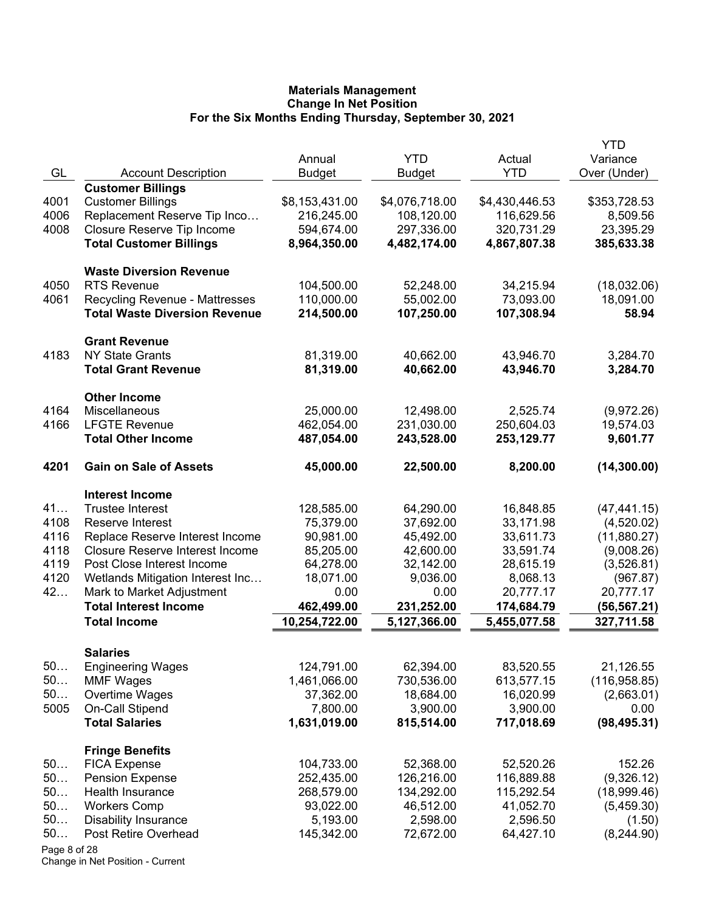# Materials Management
## Change In Net Position
### For the Six Months Ending Thursday, September 30, 2021

| GL | Account Description | Annual Budget | YTD Budget | Actual YTD | YTD Variance Over (Under) |
|---|---|---|---|---|---|
| | **Customer Billings** | | | | |
| 4001 | Customer Billings | $8,153,431.00 | $4,076,718.00 | $4,430,446.53 | $353,728.53 |
| 4006 | Replacement Reserve Tip Inco… | 216,245.00 | 108,120.00 | 116,629.56 | 8,509.56 |
| 4008 | Closure Reserve Tip Income | 594,674.00 | 297,336.00 | 320,731.29 | 23,395.29 |
| | **Total Customer Billings** | **8,964,350.00** | **4,482,174.00** | **4,867,807.38** | **385,633.38** |
| | **Waste Diversion Revenue** | | | | |
| 4050 | RTS Revenue | 104,500.00 | 52,248.00 | 34,215.94 | (18,032.06) |
| 4061 | Recycling Revenue - Mattresses | 110,000.00 | 55,002.00 | 73,093.00 | 18,091.00 |
| | **Total Waste Diversion Revenue** | **214,500.00** | **107,250.00** | **107,308.94** | **58.94** |
| | **Grant Revenue** | | | | |
| 4183 | NY State Grants | 81,319.00 | 40,662.00 | 43,946.70 | 3,284.70 |
| | **Total Grant Revenue** | **81,319.00** | **40,662.00** | **43,946.70** | **3,284.70** |
| | **Other Income** | | | | |
| 4164 | Miscellaneous | 25,000.00 | 12,498.00 | 2,525.74 | (9,972.26) |
| 4166 | LFGTE Revenue | 462,054.00 | 231,030.00 | 250,604.03 | 19,574.03 |
| | **Total Other Income** | **487,054.00** | **243,528.00** | **253,129.77** | **9,601.77** |
| **4201** | **Gain on Sale of Assets** | **45,000.00** | **22,500.00** | **8,200.00** | **(14,300.00)** |
| | **Interest Income** | | | | |
| 41… | Trustee Interest | 128,585.00 | 64,290.00 | 16,848.85 | (47,441.15) |
| 4108 | Reserve Interest | 75,379.00 | 37,692.00 | 33,171.98 | (4,520.02) |
| 4116 | Replace Reserve Interest Income | 90,981.00 | 45,492.00 | 33,611.73 | (11,880.27) |
| 4118 | Closure Reserve Interest Income | 85,205.00 | 42,600.00 | 33,591.74 | (9,008.26) |
| 4119 | Post Close Interest Income | 64,278.00 | 32,142.00 | 28,615.19 | (3,526.81) |
| 4120 | Wetlands Mitigation Interest Inc… | 18,071.00 | 9,036.00 | 8,068.13 | (967.87) |
| 42… | Mark to Market Adjustment | 0.00 | 0.00 | 20,777.17 | 20,777.17 |
| | **Total Interest Income** | **462,499.00** | **231,252.00** | **174,684.79** | **(56,567.21)** |
| | **Total Income** | **10,254,722.00** | **5,127,366.00** | **5,455,077.58** | **327,711.58** |
| | **Salaries** | | | | |
| 50… | Engineering Wages | 124,791.00 | 62,394.00 | 83,520.55 | 21,126.55 |
| 50… | MMF Wages | 1,461,066.00 | 730,536.00 | 613,577.15 | (116,958.85) |
| 50… | Overtime Wages | 37,362.00 | 18,684.00 | 16,020.99 | (2,663.01) |
| 5005 | On-Call Stipend | 7,800.00 | 3,900.00 | 3,900.00 | 0.00 |
| | **Total Salaries** | **1,631,019.00** | **815,514.00** | **717,018.69** | **(98,495.31)** |
| | **Fringe Benefits** | | | | |
| 50… | FICA Expense | 104,733.00 | 52,368.00 | 52,520.26 | 152.26 |
| 50… | Pension Expense | 252,435.00 | 126,216.00 | 116,889.88 | (9,326.12) |
| 50… | Health Insurance | 268,579.00 | 134,292.00 | 115,292.54 | (18,999.46) |
| 50… | Workers Comp | 93,022.00 | 46,512.00 | 41,052.70 | (5,459.30) |
| 50… | Disability Insurance | 5,193.00 | 2,598.00 | 2,596.50 | (1.50) |
| 50… | Post Retire Overhead | 145,342.00 | 72,672.00 | 64,427.10 | (8,244.90) |

Change in Net Position - Current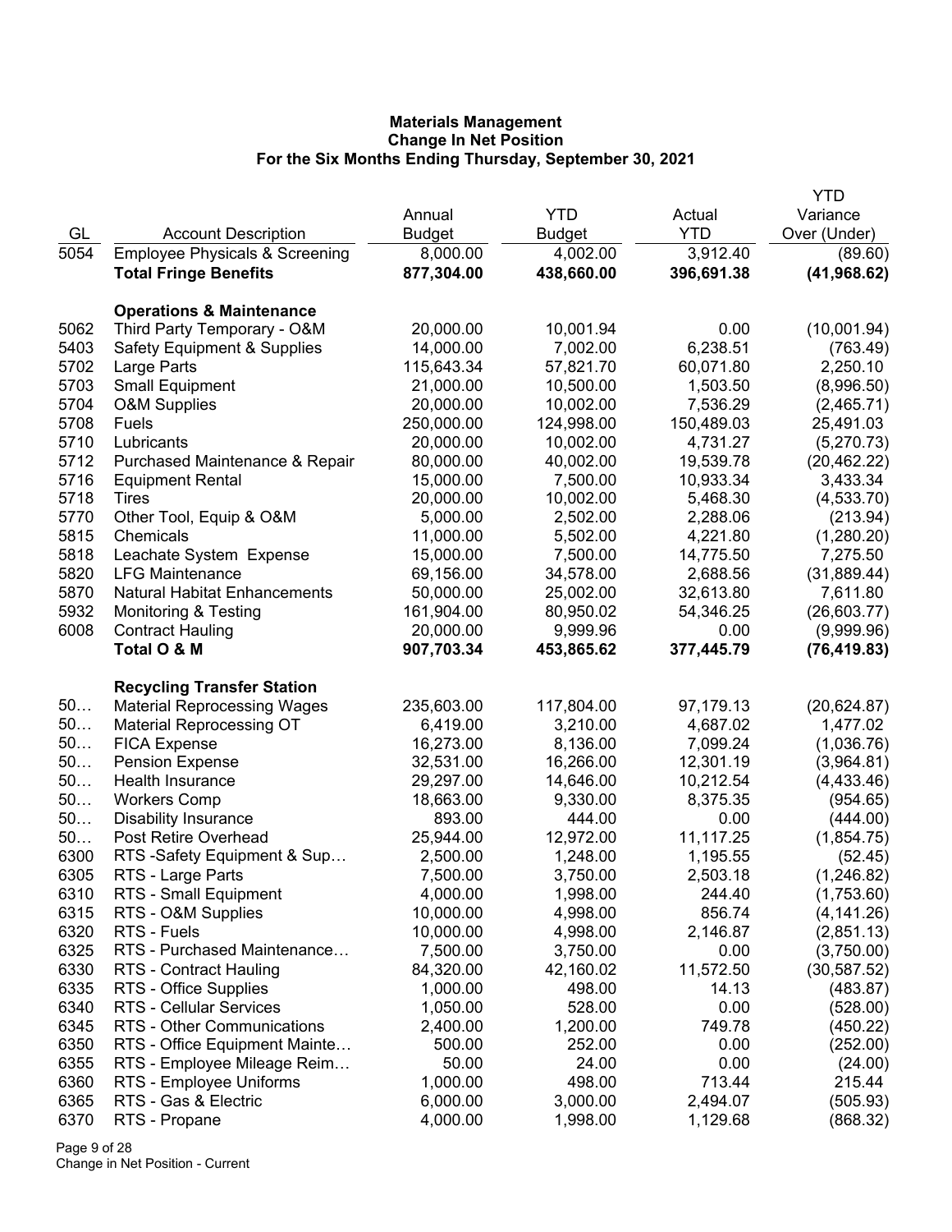**Materials Management**
**Change In Net Position**
**For the Six Months Ending Thursday, September 30, 2021**

| GL | Account Description | Annual Budget | YTD Budget | Actual YTD | YTD Variance Over (Under) |
|---|---|---|---|---|---|
| 5054 | Employee Physicals & Screening | 8,000.00 | 4,002.00 | 3,912.40 | (89.60) |
| | **Total Fringe Benefits** | **877,304.00** | **438,660.00** | **396,691.38** | **(41,968.62)** |
| | **Operations & Maintenance** | | | | |
| 5062 | Third Party Temporary - O&M | 20,000.00 | 10,001.94 | 0.00 | (10,001.94) |
| 5403 | Safety Equipment & Supplies | 14,000.00 | 7,002.00 | 6,238.51 | (763.49) |
| 5702 | Large Parts | 115,643.34 | 57,821.70 | 60,071.80 | 2,250.10 |
| 5703 | Small Equipment | 21,000.00 | 10,500.00 | 1,503.50 | (8,996.50) |
| 5704 | O&M Supplies | 20,000.00 | 10,002.00 | 7,536.29 | (2,465.71) |
| 5708 | Fuels | 250,000.00 | 124,998.00 | 150,489.03 | 25,491.03 |
| 5710 | Lubricants | 20,000.00 | 10,002.00 | 4,731.27 | (5,270.73) |
| 5712 | Purchased Maintenance & Repair | 80,000.00 | 40,002.00 | 19,539.78 | (20,462.22) |
| 5716 | Equipment Rental | 15,000.00 | 7,500.00 | 10,933.34 | 3,433.34 |
| 5718 | Tires | 20,000.00 | 10,002.00 | 5,468.30 | (4,533.70) |
| 5770 | Other Tool, Equip & O&M | 5,000.00 | 2,502.00 | 2,288.06 | (213.94) |
| 5815 | Chemicals | 11,000.00 | 5,502.00 | 4,221.80 | (1,280.20) |
| 5818 | Leachate System Expense | 15,000.00 | 7,500.00 | 14,775.50 | 7,275.50 |
| 5820 | LFG Maintenance | 69,156.00 | 34,578.00 | 2,688.56 | (31,889.44) |
| 5870 | Natural Habitat Enhancements | 50,000.00 | 25,002.00 | 32,613.80 | 7,611.80 |
| 5932 | Monitoring & Testing | 161,904.00 | 80,950.02 | 54,346.25 | (26,603.77) |
| 6008 | Contract Hauling | 20,000.00 | 9,999.96 | 0.00 | (9,999.96) |
| | **Total O & M** | **907,703.34** | **453,865.62** | **377,445.79** | **(76,419.83)** |
| | **Recycling Transfer Station** | | | | |
| 50… | Material Reprocessing Wages | 235,603.00 | 117,804.00 | 97,179.13 | (20,624.87) |
| 50… | Material Reprocessing OT | 6,419.00 | 3,210.00 | 4,687.02 | 1,477.02 |
| 50… | FICA Expense | 16,273.00 | 8,136.00 | 7,099.24 | (1,036.76) |
| 50… | Pension Expense | 32,531.00 | 16,266.00 | 12,301.19 | (3,964.81) |
| 50… | Health Insurance | 29,297.00 | 14,646.00 | 10,212.54 | (4,433.46) |
| 50… | Workers Comp | 18,663.00 | 9,330.00 | 8,375.35 | (954.65) |
| 50… | Disability Insurance | 893.00 | 444.00 | 0.00 | (444.00) |
| 50… | Post Retire Overhead | 25,944.00 | 12,972.00 | 11,117.25 | (1,854.75) |
| 6300 | RTS -Safety Equipment & Sup… | 2,500.00 | 1,248.00 | 1,195.55 | (52.45) |
| 6305 | RTS - Large Parts | 7,500.00 | 3,750.00 | 2,503.18 | (1,246.82) |
| 6310 | RTS - Small Equipment | 4,000.00 | 1,998.00 | 244.40 | (1,753.60) |
| 6315 | RTS - O&M Supplies | 10,000.00 | 4,998.00 | 856.74 | (4,141.26) |
| 6320 | RTS - Fuels | 10,000.00 | 4,998.00 | 2,146.87 | (2,851.13) |
| 6325 | RTS - Purchased Maintenance… | 7,500.00 | 3,750.00 | 0.00 | (3,750.00) |
| 6330 | RTS - Contract Hauling | 84,320.00 | 42,160.02 | 11,572.50 | (30,587.52) |
| 6335 | RTS - Office Supplies | 1,000.00 | 498.00 | 14.13 | (483.87) |
| 6340 | RTS - Cellular Services | 1,050.00 | 528.00 | 0.00 | (528.00) |
| 6345 | RTS - Other Communications | 2,400.00 | 1,200.00 | 749.78 | (450.22) |
| 6350 | RTS - Office Equipment Mainte… | 500.00 | 252.00 | 0.00 | (252.00) |
| 6355 | RTS - Employee Mileage Reim… | 50.00 | 24.00 | 0.00 | (24.00) |
| 6360 | RTS - Employee Uniforms | 1,000.00 | 498.00 | 713.44 | 215.44 |
| 6365 | RTS - Gas & Electric | 6,000.00 | 3,000.00 | 2,494.07 | (505.93) |
| 6370 | RTS - Propane | 4,000.00 | 1,998.00 | 1,129.68 | (868.32) |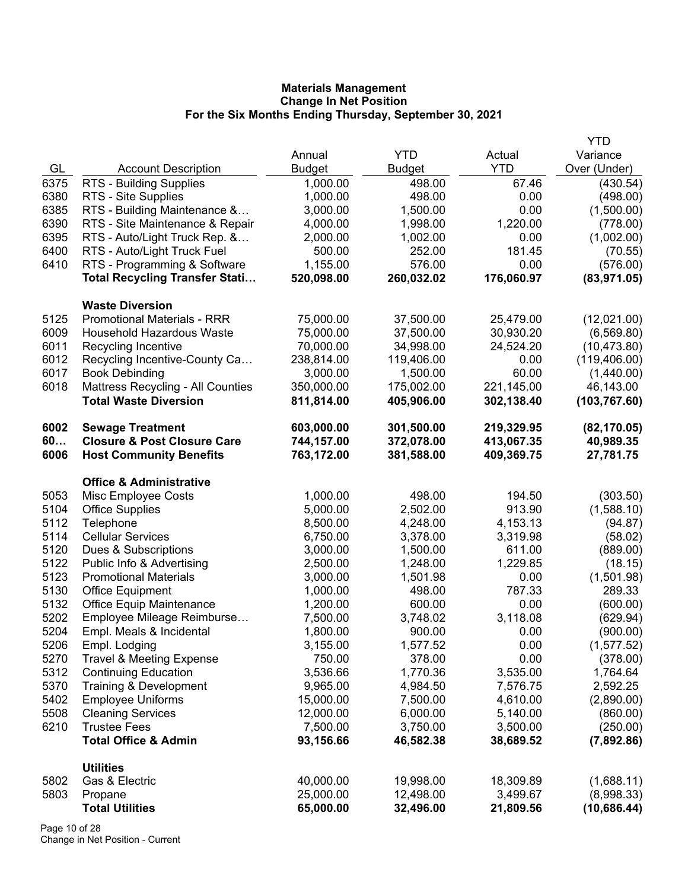**Materials Management**
**Change In Net Position**
**For the Six Months Ending Thursday, September 30, 2021**

| GL | Account Description | Annual Budget | YTD Budget | Actual YTD | YTD Variance Over (Under) |
|---|---|---|---|---|---|
| 6375 | RTS - Building Supplies | 1,000.00 | 498.00 | 67.46 | (430.54) |
| 6380 | RTS - Site Supplies | 1,000.00 | 498.00 | 0.00 | (498.00) |
| 6385 | RTS - Building Maintenance &… | 3,000.00 | 1,500.00 | 0.00 | (1,500.00) |
| 6390 | RTS - Site Maintenance & Repair | 4,000.00 | 1,998.00 | 1,220.00 | (778.00) |
| 6395 | RTS - Auto/Light Truck Rep. &… | 2,000.00 | 1,002.00 | 0.00 | (1,002.00) |
| 6400 | RTS - Auto/Light Truck Fuel | 500.00 | 252.00 | 181.45 | (70.55) |
| 6410 | RTS - Programming & Software | 1,155.00 | 576.00 | 0.00 | (576.00) |
| | **Total Recycling Transfer Stati…** | **520,098.00** | **260,032.02** | **176,060.97** | **(83,971.05)** |
| | **Waste Diversion** | | | | |
| 5125 | Promotional Materials - RRR | 75,000.00 | 37,500.00 | 25,479.00 | (12,021.00) |
| 6009 | Household Hazardous Waste | 75,000.00 | 37,500.00 | 30,930.20 | (6,569.80) |
| 6011 | Recycling Incentive | 70,000.00 | 34,998.00 | 24,524.20 | (10,473.80) |
| 6012 | Recycling Incentive-County Ca… | 238,814.00 | 119,406.00 | 0.00 | (119,406.00) |
| 6017 | Book Debinding | 3,000.00 | 1,500.00 | 60.00 | (1,440.00) |
| 6018 | Mattress Recycling - All Counties | 350,000.00 | 175,002.00 | 221,145.00 | 46,143.00 |
| | **Total Waste Diversion** | **811,814.00** | **405,906.00** | **302,138.40** | **(103,767.60)** |
| **6002** | **Sewage Treatment** | **603,000.00** | **301,500.00** | **219,329.95** | **(82,170.05)** |
| **60…** | **Closure & Post Closure Care** | **744,157.00** | **372,078.00** | **413,067.35** | **40,989.35** |
| **6006** | **Host Community Benefits** | **763,172.00** | **381,588.00** | **409,369.75** | **27,781.75** |
| | **Office & Administrative** | | | | |
| 5053 | Misc Employee Costs | 1,000.00 | 498.00 | 194.50 | (303.50) |
| 5104 | Office Supplies | 5,000.00 | 2,502.00 | 913.90 | (1,588.10) |
| 5112 | Telephone | 8,500.00 | 4,248.00 | 4,153.13 | (94.87) |
| 5114 | Cellular Services | 6,750.00 | 3,378.00 | 3,319.98 | (58.02) |
| 5120 | Dues & Subscriptions | 3,000.00 | 1,500.00 | 611.00 | (889.00) |
| 5122 | Public Info & Advertising | 2,500.00 | 1,248.00 | 1,229.85 | (18.15) |
| 5123 | Promotional Materials | 3,000.00 | 1,501.98 | 0.00 | (1,501.98) |
| 5130 | Office Equipment | 1,000.00 | 498.00 | 787.33 | 289.33 |
| 5132 | Office Equip Maintenance | 1,200.00 | 600.00 | 0.00 | (600.00) |
| 5202 | Employee Mileage Reimburse… | 7,500.00 | 3,748.02 | 3,118.08 | (629.94) |
| 5204 | Empl. Meals & Incidental | 1,800.00 | 900.00 | 0.00 | (900.00) |
| 5206 | Empl. Lodging | 3,155.00 | 1,577.52 | 0.00 | (1,577.52) |
| 5270 | Travel & Meeting Expense | 750.00 | 378.00 | 0.00 | (378.00) |
| 5312 | Continuing Education | 3,536.66 | 1,770.36 | 3,535.00 | 1,764.64 |
| 5370 | Training & Development | 9,965.00 | 4,984.50 | 7,576.75 | 2,592.25 |
| 5402 | Employee Uniforms | 15,000.00 | 7,500.00 | 4,610.00 | (2,890.00) |
| 5508 | Cleaning Services | 12,000.00 | 6,000.00 | 5,140.00 | (860.00) |
| 6210 | Trustee Fees | 7,500.00 | 3,750.00 | 3,500.00 | (250.00) |
| | **Total Office & Admin** | **93,156.66** | **46,582.38** | **38,689.52** | **(7,892.86)** |
| | **Utilities** | | | | |
| 5802 | Gas & Electric | 40,000.00 | 19,998.00 | 18,309.89 | (1,688.11) |
| 5803 | Propane | 25,000.00 | 12,498.00 | 3,499.67 | (8,998.33) |
| | **Total Utilities** | **65,000.00** | **32,496.00** | **21,809.56** | **(10,686.44)** |

Change in Net Position - Current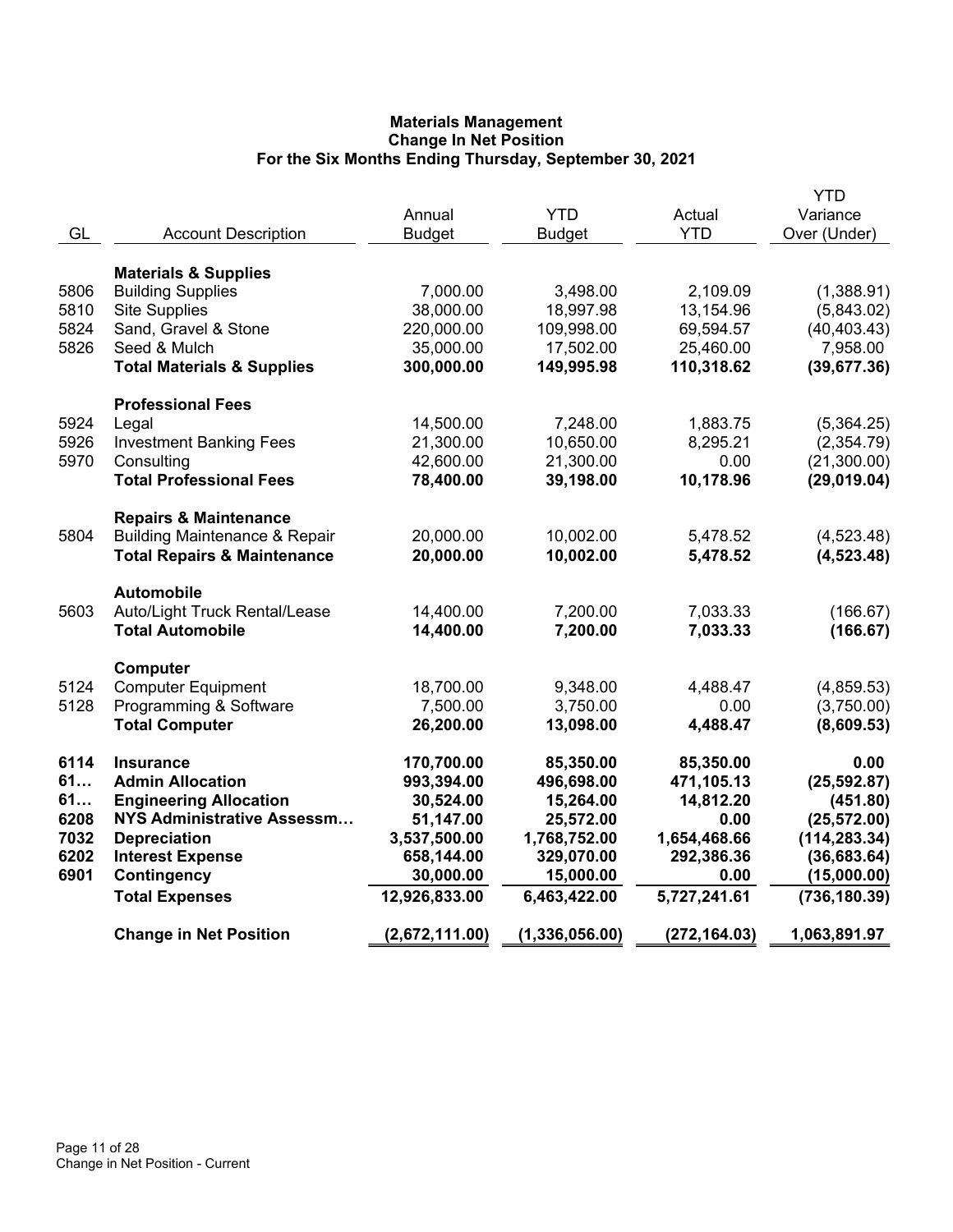# Materials Management
## Change In Net Position
### For the Six Months Ending Thursday, September 30, 2021

| GL | Account Description | Annual Budget | YTD Budget | Actual YTD | YTD Variance Over (Under) |
|---|---|---|---|---|---|
| | **Materials & Supplies** | | | | |
| 5806 | Building Supplies | 7,000.00 | 3,498.00 | 2,109.09 | (1,388.91) |
| 5810 | Site Supplies | 38,000.00 | 18,997.98 | 13,154.96 | (5,843.02) |
| 5824 | Sand, Gravel & Stone | 220,000.00 | 109,998.00 | 69,594.57 | (40,403.43) |
| 5826 | Seed & Mulch | 35,000.00 | 17,502.00 | 25,460.00 | 7,958.00 |
| | **Total Materials & Supplies** | **300,000.00** | **149,995.98** | **110,318.62** | **(39,677.36)** |
| | **Professional Fees** | | | | |
| 5924 | Legal | 14,500.00 | 7,248.00 | 1,883.75 | (5,364.25) |
| 5926 | Investment Banking Fees | 21,300.00 | 10,650.00 | 8,295.21 | (2,354.79) |
| 5970 | Consulting | 42,600.00 | 21,300.00 | 0.00 | (21,300.00) |
| | **Total Professional Fees** | **78,400.00** | **39,198.00** | **10,178.96** | **(29,019.04)** |
| | **Repairs & Maintenance** | | | | |
| 5804 | Building Maintenance & Repair | 20,000.00 | 10,002.00 | 5,478.52 | (4,523.48) |
| | **Total Repairs & Maintenance** | **20,000.00** | **10,002.00** | **5,478.52** | **(4,523.48)** |
| | **Automobile** | | | | |
| 5603 | Auto/Light Truck Rental/Lease | 14,400.00 | 7,200.00 | 7,033.33 | (166.67) |
| | **Total Automobile** | **14,400.00** | **7,200.00** | **7,033.33** | **(166.67)** |
| | **Computer** | | | | |
| 5124 | Computer Equipment | 18,700.00 | 9,348.00 | 4,488.47 | (4,859.53) |
| 5128 | Programming & Software | 7,500.00 | 3,750.00 | 0.00 | (3,750.00) |
| | **Total Computer** | **26,200.00** | **13,098.00** | **4,488.47** | **(8,609.53)** |
| **6114** | **Insurance** | **170,700.00** | **85,350.00** | **85,350.00** | **0.00** |
| **61…** | **Admin Allocation** | **993,394.00** | **496,698.00** | **471,105.13** | **(25,592.87)** |
| **61…** | **Engineering Allocation** | **30,524.00** | **15,264.00** | **14,812.20** | **(451.80)** |
| **6208** | **NYS Administrative Assessm…** | **51,147.00** | **25,572.00** | **0.00** | **(25,572.00)** |
| **7032** | **Depreciation** | **3,537,500.00** | **1,768,752.00** | **1,654,468.66** | **(114,283.34)** |
| **6202** | **Interest Expense** | **658,144.00** | **329,070.00** | **292,386.36** | **(36,683.64)** |
| **6901** | **Contingency** | **30,000.00** | **15,000.00** | **0.00** | **(15,000.00)** |
| | **Total Expenses** | **12,926,833.00** | **6,463,422.00** | **5,727,241.61** | **(736,180.39)** |
| | **Change in Net Position** | **(2,672,111.00)** | **(1,336,056.00)** | **(272,164.03)** | **1,063,891.97** |

Change in Net Position - Current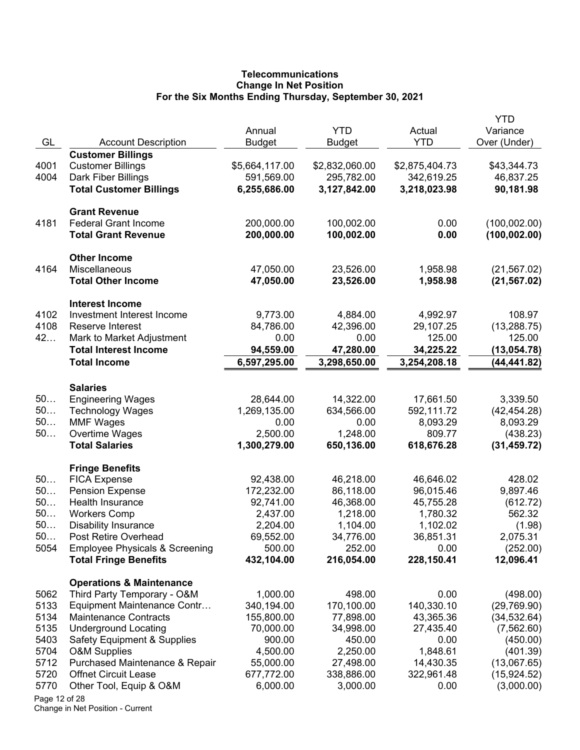# Telecommunications
## Change In Net Position
### For the Six Months Ending Thursday, September 30, 2021

| GL | Account Description | Annual Budget | YTD Budget | Actual YTD | YTD Variance Over (Under) |
|---|---|---|---|---|---|
| | **Customer Billings** | | | | |
| 4001 | Customer Billings | $5,664,117.00 | $2,832,060.00 | $2,875,404.73 | $43,344.73 |
| 4004 | Dark Fiber Billings | 591,569.00 | 295,782.00 | 342,619.25 | 46,837.25 |
| | **Total Customer Billings** | **6,255,686.00** | **3,127,842.00** | **3,218,023.98** | **90,181.98** |
| | **Grant Revenue** | | | | |
| 4181 | Federal Grant Income | 200,000.00 | 100,002.00 | 0.00 | (100,002.00) |
| | **Total Grant Revenue** | **200,000.00** | **100,002.00** | **0.00** | **(100,002.00)** |
| | **Other Income** | | | | |
| 4164 | Miscellaneous | 47,050.00 | 23,526.00 | 1,958.98 | (21,567.02) |
| | **Total Other Income** | **47,050.00** | **23,526.00** | **1,958.98** | **(21,567.02)** |
| | **Interest Income** | | | | |
| 4102 | Investment Interest Income | 9,773.00 | 4,884.00 | 4,992.97 | 108.97 |
| 4108 | Reserve Interest | 84,786.00 | 42,396.00 | 29,107.25 | (13,288.75) |
| 42… | Mark to Market Adjustment | 0.00 | 0.00 | 125.00 | 125.00 |
| | **Total Interest Income** | **94,559.00** | **47,280.00** | **34,225.22** | **(13,054.78)** |
| | **Total Income** | **6,597,295.00** | **3,298,650.00** | **3,254,208.18** | **(44,441.82)** |
| | **Salaries** | | | | |
| 50… | Engineering Wages | 28,644.00 | 14,322.00 | 17,661.50 | 3,339.50 |
| 50… | Technology Wages | 1,269,135.00 | 634,566.00 | 592,111.72 | (42,454.28) |
| 50… | MMF Wages | 0.00 | 0.00 | 8,093.29 | 8,093.29 |
| 50… | Overtime Wages | 2,500.00 | 1,248.00 | 809.77 | (438.23) |
| | **Total Salaries** | **1,300,279.00** | **650,136.00** | **618,676.28** | **(31,459.72)** |
| | **Fringe Benefits** | | | | |
| 50… | FICA Expense | 92,438.00 | 46,218.00 | 46,646.02 | 428.02 |
| 50… | Pension Expense | 172,232.00 | 86,118.00 | 96,015.46 | 9,897.46 |
| 50… | Health Insurance | 92,741.00 | 46,368.00 | 45,755.28 | (612.72) |
| 50… | Workers Comp | 2,437.00 | 1,218.00 | 1,780.32 | 562.32 |
| 50… | Disability Insurance | 2,204.00 | 1,104.00 | 1,102.02 | (1.98) |
| 50… | Post Retire Overhead | 69,552.00 | 34,776.00 | 36,851.31 | 2,075.31 |
| 5054 | Employee Physicals & Screening | 500.00 | 252.00 | 0.00 | (252.00) |
| | **Total Fringe Benefits** | **432,104.00** | **216,054.00** | **228,150.41** | **12,096.41** |
| | **Operations & Maintenance** | | | | |
| 5062 | Third Party Temporary - O&M | 1,000.00 | 498.00 | 0.00 | (498.00) |
| 5133 | Equipment Maintenance Contr… | 340,194.00 | 170,100.00 | 140,330.10 | (29,769.90) |
| 5134 | Maintenance Contracts | 155,800.00 | 77,898.00 | 43,365.36 | (34,532.64) |
| 5135 | Underground Locating | 70,000.00 | 34,998.00 | 27,435.40 | (7,562.60) |
| 5403 | Safety Equipment & Supplies | 900.00 | 450.00 | 0.00 | (450.00) |
| 5704 | O&M Supplies | 4,500.00 | 2,250.00 | 1,848.61 | (401.39) |
| 5712 | Purchased Maintenance & Repair | 55,000.00 | 27,498.00 | 14,430.35 | (13,067.65) |
| 5720 | Offnet Circuit Lease | 677,772.00 | 338,886.00 | 322,961.48 | (15,924.52) |
| 5770 | Other Tool, Equip & O&M | 6,000.00 | 3,000.00 | 0.00 | (3,000.00) |

Change in Net Position - Current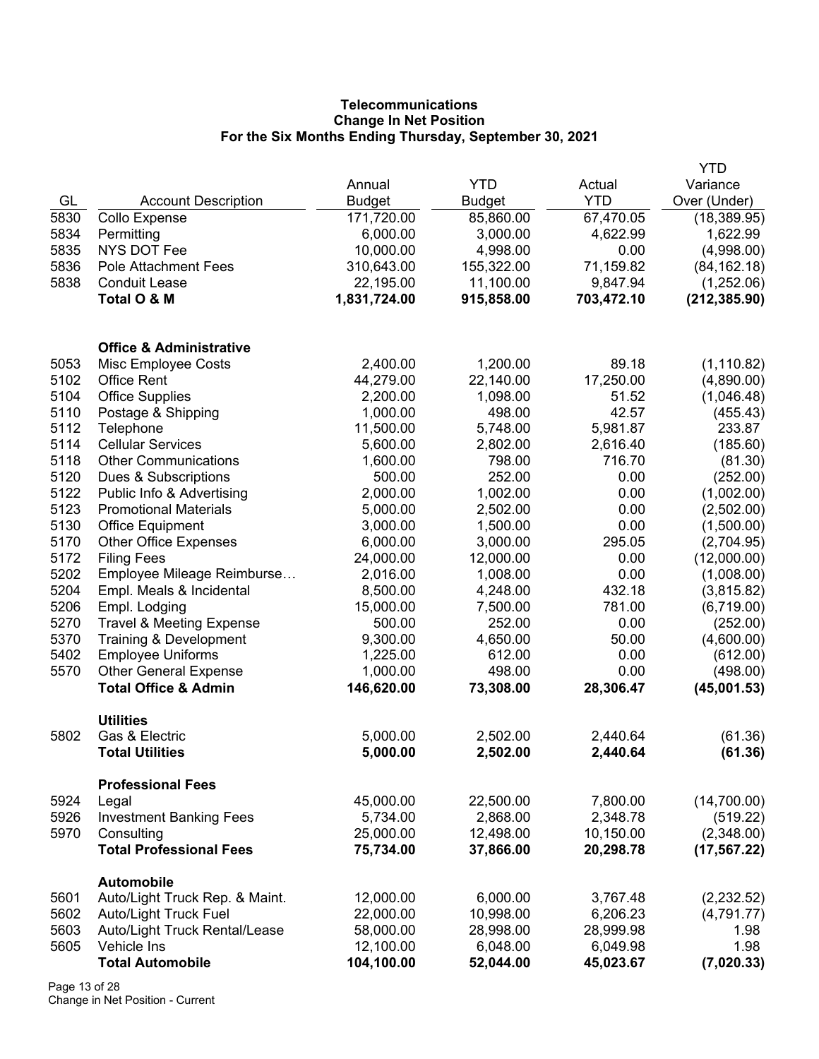**Telecommunications**
**Change In Net Position**
**For the Six Months Ending Thursday, September 30, 2021**

| GL | Account Description | Annual Budget | YTD Budget | Actual YTD | YTD Variance Over (Under) |
|---|---|---|---|---|---|
| 5830 | Collo Expense | 171,720.00 | 85,860.00 | 67,470.05 | (18,389.95) |
| 5834 | Permitting | 6,000.00 | 3,000.00 | 4,622.99 | 1,622.99 |
| 5835 | NYS DOT Fee | 10,000.00 | 4,998.00 | 0.00 | (4,998.00) |
| 5836 | Pole Attachment Fees | 310,643.00 | 155,322.00 | 71,159.82 | (84,162.18) |
| 5838 | Conduit Lease | 22,195.00 | 11,100.00 | 9,847.94 | (1,252.06) |
| | **Total O & M** | **1,831,724.00** | **915,858.00** | **703,472.10** | **(212,385.90)** |
| | | | | | |
| | **Office & Administrative** | | | | |
| 5053 | Misc Employee Costs | 2,400.00 | 1,200.00 | 89.18 | (1,110.82) |
| 5102 | Office Rent | 44,279.00 | 22,140.00 | 17,250.00 | (4,890.00) |
| 5104 | Office Supplies | 2,200.00 | 1,098.00 | 51.52 | (1,046.48) |
| 5110 | Postage & Shipping | 1,000.00 | 498.00 | 42.57 | (455.43) |
| 5112 | Telephone | 11,500.00 | 5,748.00 | 5,981.87 | 233.87 |
| 5114 | Cellular Services | 5,600.00 | 2,802.00 | 2,616.40 | (185.60) |
| 5118 | Other Communications | 1,600.00 | 798.00 | 716.70 | (81.30) |
| 5120 | Dues & Subscriptions | 500.00 | 252.00 | 0.00 | (252.00) |
| 5122 | Public Info & Advertising | 2,000.00 | 1,002.00 | 0.00 | (1,002.00) |
| 5123 | Promotional Materials | 5,000.00 | 2,502.00 | 0.00 | (2,502.00) |
| 5130 | Office Equipment | 3,000.00 | 1,500.00 | 0.00 | (1,500.00) |
| 5170 | Other Office Expenses | 6,000.00 | 3,000.00 | 295.05 | (2,704.95) |
| 5172 | Filing Fees | 24,000.00 | 12,000.00 | 0.00 | (12,000.00) |
| 5202 | Employee Mileage Reimburse… | 2,016.00 | 1,008.00 | 0.00 | (1,008.00) |
| 5204 | Empl. Meals & Incidental | 8,500.00 | 4,248.00 | 432.18 | (3,815.82) |
| 5206 | Empl. Lodging | 15,000.00 | 7,500.00 | 781.00 | (6,719.00) |
| 5270 | Travel & Meeting Expense | 500.00 | 252.00 | 0.00 | (252.00) |
| 5370 | Training & Development | 9,300.00 | 4,650.00 | 50.00 | (4,600.00) |
| 5402 | Employee Uniforms | 1,225.00 | 612.00 | 0.00 | (612.00) |
| 5570 | Other General Expense | 1,000.00 | 498.00 | 0.00 | (498.00) |
| | **Total Office & Admin** | **146,620.00** | **73,308.00** | **28,306.47** | **(45,001.53)** |
| | | | | | |
| | **Utilities** | | | | |
| 5802 | Gas & Electric | 5,000.00 | 2,502.00 | 2,440.64 | (61.36) |
| | **Total Utilities** | **5,000.00** | **2,502.00** | **2,440.64** | **(61.36)** |
| | | | | | |
| | **Professional Fees** | | | | |
| 5924 | Legal | 45,000.00 | 22,500.00 | 7,800.00 | (14,700.00) |
| 5926 | Investment Banking Fees | 5,734.00 | 2,868.00 | 2,348.78 | (519.22) |
| 5970 | Consulting | 25,000.00 | 12,498.00 | 10,150.00 | (2,348.00) |
| | **Total Professional Fees** | **75,734.00** | **37,866.00** | **20,298.78** | **(17,567.22)** |
| | | | | | |
| | **Automobile** | | | | |
| 5601 | Auto/Light Truck Rep. & Maint. | 12,000.00 | 6,000.00 | 3,767.48 | (2,232.52) |
| 5602 | Auto/Light Truck Fuel | 22,000.00 | 10,998.00 | 6,206.23 | (4,791.77) |
| 5603 | Auto/Light Truck Rental/Lease | 58,000.00 | 28,998.00 | 28,999.98 | 1.98 |
| 5605 | Vehicle Ins | 12,100.00 | 6,048.00 | 6,049.98 | 1.98 |
| | **Total Automobile** | **104,100.00** | **52,044.00** | **45,023.67** | **(7,020.33)** |

Change in Net Position - Current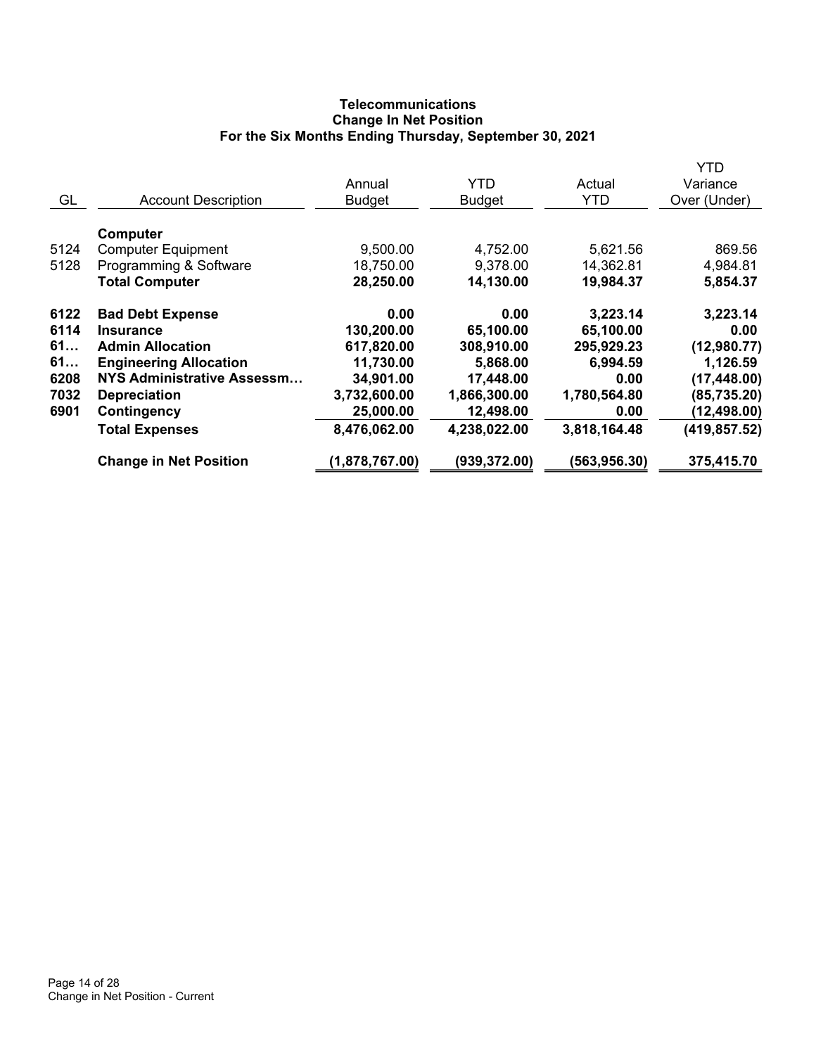**Telecommunications**
**Change In Net Position**
**For the Six Months Ending Thursday, September 30, 2021**

| GL | Account Description | Annual Budget | YTD Budget | Actual YTD | YTD Variance Over (Under) |
|---|---|---|---|---|---|
| | **Computer** | | | | |
| 5124 | Computer Equipment | 9,500.00 | 4,752.00 | 5,621.56 | 869.56 |
| 5128 | Programming & Software | 18,750.00 | 9,378.00 | 14,362.81 | 4,984.81 |
| | **Total Computer** | **28,250.00** | **14,130.00** | **19,984.37** | **5,854.37** |
| **6122** | **Bad Debt Expense** | **0.00** | **0.00** | **3,223.14** | **3,223.14** |
| **6114** | **Insurance** | **130,200.00** | **65,100.00** | **65,100.00** | **0.00** |
| **61…** | **Admin Allocation** | **617,820.00** | **308,910.00** | **295,929.23** | **(12,980.77)** |
| **61…** | **Engineering Allocation** | **11,730.00** | **5,868.00** | **6,994.59** | **1,126.59** |
| **6208** | **NYS Administrative Assessm…** | **34,901.00** | **17,448.00** | **0.00** | **(17,448.00)** |
| **7032** | **Depreciation** | **3,732,600.00** | **1,866,300.00** | **1,780,564.80** | **(85,735.20)** |
| **6901** | **Contingency** | **25,000.00** | **12,498.00** | **0.00** | **(12,498.00)** |
| | **Total Expenses** | **8,476,062.00** | **4,238,022.00** | **3,818,164.48** | **(419,857.52)** |
| | **Change in Net Position** | **(1,878,767.00)** | **(939,372.00)** | **(563,956.30)** | **375,415.70** |

Change in Net Position - Current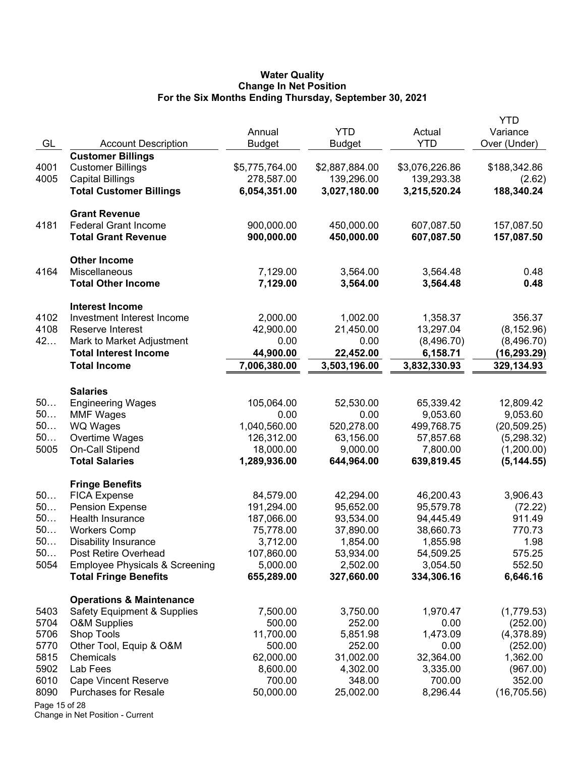# Water Quality
## Change In Net Position
### For the Six Months Ending Thursday, September 30, 2021

| GL | Account Description | Annual Budget | YTD Budget | Actual YTD | YTD Variance Over (Under) |
|---|---|---|---|---|---|
| | **Customer Billings** | | | | |
| 4001 | Customer Billings | $5,775,764.00 | $2,887,884.00 | $3,076,226.86 | $188,342.86 |
| 4005 | Capital Billings | 278,587.00 | 139,296.00 | 139,293.38 | (2.62) |
| | **Total Customer Billings** | **6,054,351.00** | **3,027,180.00** | **3,215,520.24** | **188,340.24** |
| | **Grant Revenue** | | | | |
| 4181 | Federal Grant Income | 900,000.00 | 450,000.00 | 607,087.50 | 157,087.50 |
| | **Total Grant Revenue** | **900,000.00** | **450,000.00** | **607,087.50** | **157,087.50** |
| | **Other Income** | | | | |
| 4164 | Miscellaneous | 7,129.00 | 3,564.00 | 3,564.48 | 0.48 |
| | **Total Other Income** | **7,129.00** | **3,564.00** | **3,564.48** | **0.48** |
| | **Interest Income** | | | | |
| 4102 | Investment Interest Income | 2,000.00 | 1,002.00 | 1,358.37 | 356.37 |
| 4108 | Reserve Interest | 42,900.00 | 21,450.00 | 13,297.04 | (8,152.96) |
| 42… | Mark to Market Adjustment | 0.00 | 0.00 | (8,496.70) | (8,496.70) |
| | **Total Interest Income** | **44,900.00** | **22,452.00** | **6,158.71** | **(16,293.29)** |
| | **Total Income** | **7,006,380.00** | **3,503,196.00** | **3,832,330.93** | **329,134.93** |
| | **Salaries** | | | | |
| 50… | Engineering Wages | 105,064.00 | 52,530.00 | 65,339.42 | 12,809.42 |
| 50… | MMF Wages | 0.00 | 0.00 | 9,053.60 | 9,053.60 |
| 50… | WQ Wages | 1,040,560.00 | 520,278.00 | 499,768.75 | (20,509.25) |
| 50… | Overtime Wages | 126,312.00 | 63,156.00 | 57,857.68 | (5,298.32) |
| 5005 | On-Call Stipend | 18,000.00 | 9,000.00 | 7,800.00 | (1,200.00) |
| | **Total Salaries** | **1,289,936.00** | **644,964.00** | **639,819.45** | **(5,144.55)** |
| | **Fringe Benefits** | | | | |
| 50… | FICA Expense | 84,579.00 | 42,294.00 | 46,200.43 | 3,906.43 |
| 50… | Pension Expense | 191,294.00 | 95,652.00 | 95,579.78 | (72.22) |
| 50… | Health Insurance | 187,066.00 | 93,534.00 | 94,445.49 | 911.49 |
| 50… | Workers Comp | 75,778.00 | 37,890.00 | 38,660.73 | 770.73 |
| 50… | Disability Insurance | 3,712.00 | 1,854.00 | 1,855.98 | 1.98 |
| 50… | Post Retire Overhead | 107,860.00 | 53,934.00 | 54,509.25 | 575.25 |
| 5054 | Employee Physicals & Screening | 5,000.00 | 2,502.00 | 3,054.50 | 552.50 |
| | **Total Fringe Benefits** | **655,289.00** | **327,660.00** | **334,306.16** | **6,646.16** |
| | **Operations & Maintenance** | | | | |
| 5403 | Safety Equipment & Supplies | 7,500.00 | 3,750.00 | 1,970.47 | (1,779.53) |
| 5704 | O&M Supplies | 500.00 | 252.00 | 0.00 | (252.00) |
| 5706 | Shop Tools | 11,700.00 | 5,851.98 | 1,473.09 | (4,378.89) |
| 5770 | Other Tool, Equip & O&M | 500.00 | 252.00 | 0.00 | (252.00) |
| 5815 | Chemicals | 62,000.00 | 31,002.00 | 32,364.00 | 1,362.00 |
| 5902 | Lab Fees | 8,600.00 | 4,302.00 | 3,335.00 | (967.00) |
| 6010 | Cape Vincent Reserve | 700.00 | 348.00 | 700.00 | 352.00 |
| 8090 | Purchases for Resale | 50,000.00 | 25,002.00 | 8,296.44 | (16,705.56) |

Change in Net Position - Current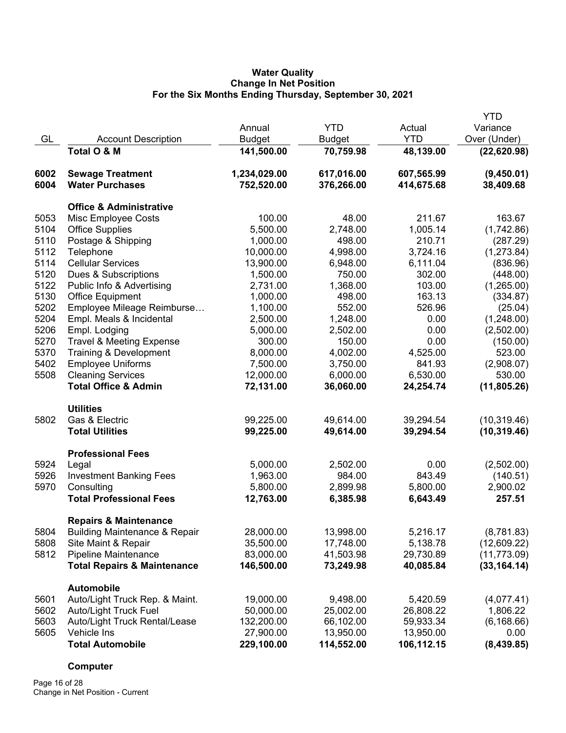**Water Quality**
**Change In Net Position**
**For the Six Months Ending Thursday, September 30, 2021**

| GL | Account Description | Annual Budget | YTD Budget | Actual YTD | YTD Variance Over (Under) |
|---|---|---|---|---|---|
| | **Total O & M** | **141,500.00** | **70,759.98** | **48,139.00** | **(22,620.98)** |
| | | | | | |
| **6002** | **Sewage Treatment** | **1,234,029.00** | **617,016.00** | **607,565.99** | **(9,450.01)** |
| **6004** | **Water Purchases** | **752,520.00** | **376,266.00** | **414,675.68** | **38,409.68** |
| | | | | | |
| | **Office & Administrative** | | | | |
| 5053 | Misc Employee Costs | 100.00 | 48.00 | 211.67 | 163.67 |
| 5104 | Office Supplies | 5,500.00 | 2,748.00 | 1,005.14 | (1,742.86) |
| 5110 | Postage & Shipping | 1,000.00 | 498.00 | 210.71 | (287.29) |
| 5112 | Telephone | 10,000.00 | 4,998.00 | 3,724.16 | (1,273.84) |
| 5114 | Cellular Services | 13,900.00 | 6,948.00 | 6,111.04 | (836.96) |
| 5120 | Dues & Subscriptions | 1,500.00 | 750.00 | 302.00 | (448.00) |
| 5122 | Public Info & Advertising | 2,731.00 | 1,368.00 | 103.00 | (1,265.00) |
| 5130 | Office Equipment | 1,000.00 | 498.00 | 163.13 | (334.87) |
| 5202 | Employee Mileage Reimburse… | 1,100.00 | 552.00 | 526.96 | (25.04) |
| 5204 | Empl. Meals & Incidental | 2,500.00 | 1,248.00 | 0.00 | (1,248.00) |
| 5206 | Empl. Lodging | 5,000.00 | 2,502.00 | 0.00 | (2,502.00) |
| 5270 | Travel & Meeting Expense | 300.00 | 150.00 | 0.00 | (150.00) |
| 5370 | Training & Development | 8,000.00 | 4,002.00 | 4,525.00 | 523.00 |
| 5402 | Employee Uniforms | 7,500.00 | 3,750.00 | 841.93 | (2,908.07) |
| 5508 | Cleaning Services | 12,000.00 | 6,000.00 | 6,530.00 | 530.00 |
| | **Total Office & Admin** | **72,131.00** | **36,060.00** | **24,254.74** | **(11,805.26)** |
| | | | | | |
| | **Utilities** | | | | |
| 5802 | Gas & Electric | 99,225.00 | 49,614.00 | 39,294.54 | (10,319.46) |
| | **Total Utilities** | **99,225.00** | **49,614.00** | **39,294.54** | **(10,319.46)** |
| | | | | | |
| | **Professional Fees** | | | | |
| 5924 | Legal | 5,000.00 | 2,502.00 | 0.00 | (2,502.00) |
| 5926 | Investment Banking Fees | 1,963.00 | 984.00 | 843.49 | (140.51) |
| 5970 | Consulting | 5,800.00 | 2,899.98 | 5,800.00 | 2,900.02 |
| | **Total Professional Fees** | **12,763.00** | **6,385.98** | **6,643.49** | **257.51** |
| | | | | | |
| | **Repairs & Maintenance** | | | | |
| 5804 | Building Maintenance & Repair | 28,000.00 | 13,998.00 | 5,216.17 | (8,781.83) |
| 5808 | Site Maint & Repair | 35,500.00 | 17,748.00 | 5,138.78 | (12,609.22) |
| 5812 | Pipeline Maintenance | 83,000.00 | 41,503.98 | 29,730.89 | (11,773.09) |
| | **Total Repairs & Maintenance** | **146,500.00** | **73,249.98** | **40,085.84** | **(33,164.14)** |
| | | | | | |
| | **Automobile** | | | | |
| 5601 | Auto/Light Truck Rep. & Maint. | 19,000.00 | 9,498.00 | 5,420.59 | (4,077.41) |
| 5602 | Auto/Light Truck Fuel | 50,000.00 | 25,002.00 | 26,808.22 | 1,806.22 |
| 5603 | Auto/Light Truck Rental/Lease | 132,200.00 | 66,102.00 | 59,933.34 | (6,168.66) |
| 5605 | Vehicle Ins | 27,900.00 | 13,950.00 | 13,950.00 | 0.00 |
| | **Total Automobile** | **229,100.00** | **114,552.00** | **106,112.15** | **(8,439.85)** |
| | | | | | |
| | **Computer** | | | | |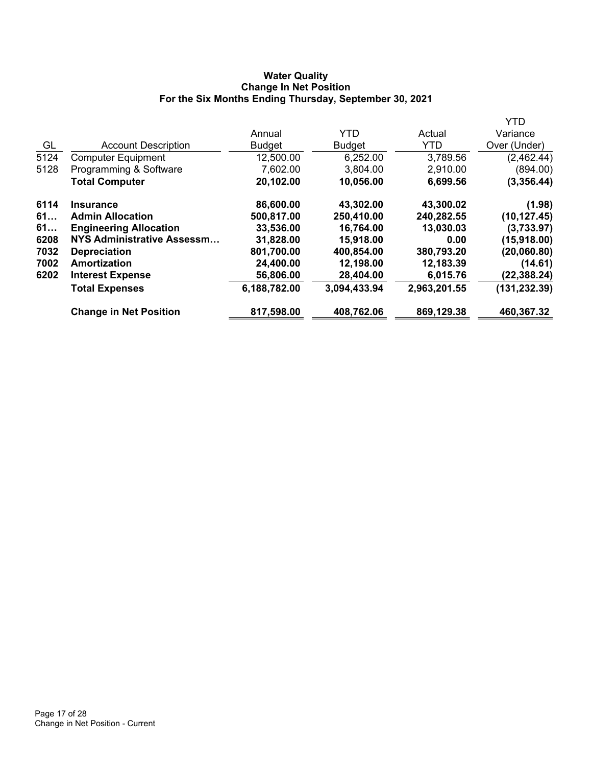**Water Quality**
**Change In Net Position**
**For the Six Months Ending Thursday, September 30, 2021**

| GL | Account Description | Annual Budget | YTD Budget | Actual YTD | YTD Variance Over (Under) |
|---|---|---|---|---|---|
| 5124 | Computer Equipment | 12,500.00 | 6,252.00 | 3,789.56 | (2,462.44) |
| 5128 | Programming & Software | 7,602.00 | 3,804.00 | 2,910.00 | (894.00) |
| | **Total Computer** | **20,102.00** | **10,056.00** | **6,699.56** | **(3,356.44)** |
| **6114** | **Insurance** | **86,600.00** | **43,302.00** | **43,300.02** | **(1.98)** |
| **61…** | **Admin Allocation** | **500,817.00** | **250,410.00** | **240,282.55** | **(10,127.45)** |
| **61…** | **Engineering Allocation** | **33,536.00** | **16,764.00** | **13,030.03** | **(3,733.97)** |
| **6208** | **NYS Administrative Assessm…** | **31,828.00** | **15,918.00** | **0.00** | **(15,918.00)** |
| **7032** | **Depreciation** | **801,700.00** | **400,854.00** | **380,793.20** | **(20,060.80)** |
| **7002** | **Amortization** | **24,400.00** | **12,198.00** | **12,183.39** | **(14.61)** |
| **6202** | **Interest Expense** | **56,806.00** | **28,404.00** | **6,015.76** | **(22,388.24)** |
| | **Total Expenses** | **6,188,782.00** | **3,094,433.94** | **2,963,201.55** | **(131,232.39)** |
| | **Change in Net Position** | **817,598.00** | **408,762.06** | **869,129.38** | **460,367.32** |

Change in Net Position - Current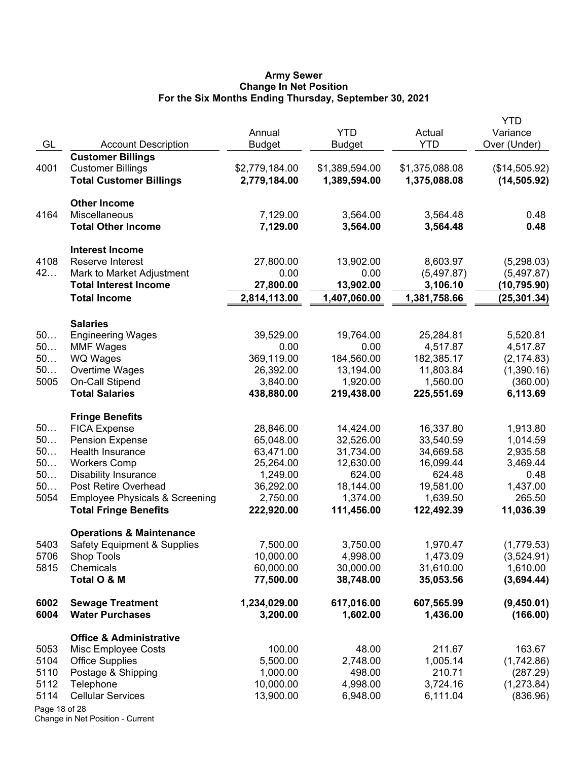# Army Sewer
## Change In Net Position
### For the Six Months Ending Thursday, September 30, 2021

| GL | Account Description | Annual Budget | YTD Budget | Actual YTD | YTD Variance Over (Under) |
|---|---|---|---|---|---|
| | **Customer Billings** | | | | |
| 4001 | Customer Billings | $2,779,184.00 | $1,389,594.00 | $1,375,088.08 | ($14,505.92) |
| | **Total Customer Billings** | **2,779,184.00** | **1,389,594.00** | **1,375,088.08** | **(14,505.92)** |
| | **Other Income** | | | | |
| 4164 | Miscellaneous | 7,129.00 | 3,564.00 | 3,564.48 | 0.48 |
| | **Total Other Income** | **7,129.00** | **3,564.00** | **3,564.48** | **0.48** |
| | **Interest Income** | | | | |
| 4108 | Reserve Interest | 27,800.00 | 13,902.00 | 8,603.97 | (5,298.03) |
| 42… | Mark to Market Adjustment | 0.00 | 0.00 | (5,497.87) | (5,497.87) |
| | **Total Interest Income** | **27,800.00** | **13,902.00** | **3,106.10** | **(10,795.90)** |
| | **Total Income** | **2,814,113.00** | **1,407,060.00** | **1,381,758.66** | **(25,301.34)** |
| | **Salaries** | | | | |
| 50… | Engineering Wages | 39,529.00 | 19,764.00 | 25,284.81 | 5,520.81 |
| 50… | MMF Wages | 0.00 | 0.00 | 4,517.87 | 4,517.87 |
| 50… | WQ Wages | 369,119.00 | 184,560.00 | 182,385.17 | (2,174.83) |
| 50… | Overtime Wages | 26,392.00 | 13,194.00 | 11,803.84 | (1,390.16) |
| 5005 | On-Call Stipend | 3,840.00 | 1,920.00 | 1,560.00 | (360.00) |
| | **Total Salaries** | **438,880.00** | **219,438.00** | **225,551.69** | **6,113.69** |
| | **Fringe Benefits** | | | | |
| 50… | FICA Expense | 28,846.00 | 14,424.00 | 16,337.80 | 1,913.80 |
| 50… | Pension Expense | 65,048.00 | 32,526.00 | 33,540.59 | 1,014.59 |
| 50… | Health Insurance | 63,471.00 | 31,734.00 | 34,669.58 | 2,935.58 |
| 50… | Workers Comp | 25,264.00 | 12,630.00 | 16,099.44 | 3,469.44 |
| 50… | Disability Insurance | 1,249.00 | 624.00 | 624.48 | 0.48 |
| 50… | Post Retire Overhead | 36,292.00 | 18,144.00 | 19,581.00 | 1,437.00 |
| 5054 | Employee Physicals & Screening | 2,750.00 | 1,374.00 | 1,639.50 | 265.50 |
| | **Total Fringe Benefits** | **222,920.00** | **111,456.00** | **122,492.39** | **11,036.39** |
| | **Operations & Maintenance** | | | | |
| 5403 | Safety Equipment & Supplies | 7,500.00 | 3,750.00 | 1,970.47 | (1,779.53) |
| 5706 | Shop Tools | 10,000.00 | 4,998.00 | 1,473.09 | (3,524.91) |
| 5815 | Chemicals | 60,000.00 | 30,000.00 | 31,610.00 | 1,610.00 |
| | **Total O & M** | **77,500.00** | **38,748.00** | **35,053.56** | **(3,694.44)** |
| **6002** | **Sewage Treatment** | **1,234,029.00** | **617,016.00** | **607,565.99** | **(9,450.01)** |
| **6004** | **Water Purchases** | **3,200.00** | **1,602.00** | **1,436.00** | **(166.00)** |
| | **Office & Administrative** | | | | |
| 5053 | Misc Employee Costs | 100.00 | 48.00 | 211.67 | 163.67 |
| 5104 | Office Supplies | 5,500.00 | 2,748.00 | 1,005.14 | (1,742.86) |
| 5110 | Postage & Shipping | 1,000.00 | 498.00 | 210.71 | (287.29) |
| 5112 | Telephone | 10,000.00 | 4,998.00 | 3,724.16 | (1,273.84) |
| 5114 | Cellular Services | 13,900.00 | 6,948.00 | 6,111.04 | (836.96) |

Change in Net Position - Current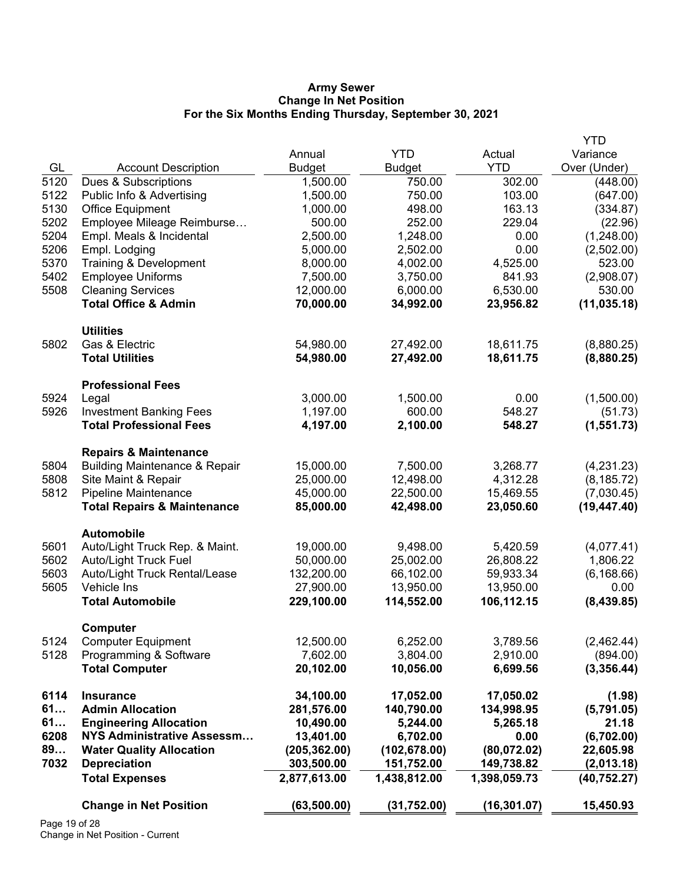**Army Sewer**
**Change In Net Position**
**For the Six Months Ending Thursday, September 30, 2021**

| GL | Account Description | Annual Budget | YTD Budget | Actual YTD | YTD Variance Over (Under) |
|---|---|---|---|---|---|
| 5120 | Dues & Subscriptions | 1,500.00 | 750.00 | 302.00 | (448.00) |
| 5122 | Public Info & Advertising | 1,500.00 | 750.00 | 103.00 | (647.00) |
| 5130 | Office Equipment | 1,000.00 | 498.00 | 163.13 | (334.87) |
| 5202 | Employee Mileage Reimburse… | 500.00 | 252.00 | 229.04 | (22.96) |
| 5204 | Empl. Meals & Incidental | 2,500.00 | 1,248.00 | 0.00 | (1,248.00) |
| 5206 | Empl. Lodging | 5,000.00 | 2,502.00 | 0.00 | (2,502.00) |
| 5370 | Training & Development | 8,000.00 | 4,002.00 | 4,525.00 | 523.00 |
| 5402 | Employee Uniforms | 7,500.00 | 3,750.00 | 841.93 | (2,908.07) |
| 5508 | Cleaning Services | 12,000.00 | 6,000.00 | 6,530.00 | 530.00 |
| | **Total Office & Admin** | **70,000.00** | **34,992.00** | **23,956.82** | **(11,035.18)** |
| | **Utilities** | | | | |
| 5802 | Gas & Electric | 54,980.00 | 27,492.00 | 18,611.75 | (8,880.25) |
| | **Total Utilities** | **54,980.00** | **27,492.00** | **18,611.75** | **(8,880.25)** |
| | **Professional Fees** | | | | |
| 5924 | Legal | 3,000.00 | 1,500.00 | 0.00 | (1,500.00) |
| 5926 | Investment Banking Fees | 1,197.00 | 600.00 | 548.27 | (51.73) |
| | **Total Professional Fees** | **4,197.00** | **2,100.00** | **548.27** | **(1,551.73)** |
| | **Repairs & Maintenance** | | | | |
| 5804 | Building Maintenance & Repair | 15,000.00 | 7,500.00 | 3,268.77 | (4,231.23) |
| 5808 | Site Maint & Repair | 25,000.00 | 12,498.00 | 4,312.28 | (8,185.72) |
| 5812 | Pipeline Maintenance | 45,000.00 | 22,500.00 | 15,469.55 | (7,030.45) |
| | **Total Repairs & Maintenance** | **85,000.00** | **42,498.00** | **23,050.60** | **(19,447.40)** |
| | **Automobile** | | | | |
| 5601 | Auto/Light Truck Rep. & Maint. | 19,000.00 | 9,498.00 | 5,420.59 | (4,077.41) |
| 5602 | Auto/Light Truck Fuel | 50,000.00 | 25,002.00 | 26,808.22 | 1,806.22 |
| 5603 | Auto/Light Truck Rental/Lease | 132,200.00 | 66,102.00 | 59,933.34 | (6,168.66) |
| 5605 | Vehicle Ins | 27,900.00 | 13,950.00 | 13,950.00 | 0.00 |
| | **Total Automobile** | **229,100.00** | **114,552.00** | **106,112.15** | **(8,439.85)** |
| | **Computer** | | | | |
| 5124 | Computer Equipment | 12,500.00 | 6,252.00 | 3,789.56 | (2,462.44) |
| 5128 | Programming & Software | 7,602.00 | 3,804.00 | 2,910.00 | (894.00) |
| | **Total Computer** | **20,102.00** | **10,056.00** | **6,699.56** | **(3,356.44)** |
| **6114** | **Insurance** | **34,100.00** | **17,052.00** | **17,050.02** | **(1.98)** |
| **61…** | **Admin Allocation** | **281,576.00** | **140,790.00** | **134,998.95** | **(5,791.05)** |
| **61…** | **Engineering Allocation** | **10,490.00** | **5,244.00** | **5,265.18** | **21.18** |
| **6208** | **NYS Administrative Assessm…** | **13,401.00** | **6,702.00** | **0.00** | **(6,702.00)** |
| **89…** | **Water Quality Allocation** | **(205,362.00)** | **(102,678.00)** | **(80,072.02)** | **22,605.98** |
| **7032** | **Depreciation** | **303,500.00** | **151,752.00** | **149,738.82** | **(2,013.18)** |
| | **Total Expenses** | **2,877,613.00** | **1,438,812.00** | **1,398,059.73** | **(40,752.27)** |
| | **Change in Net Position** | **(63,500.00)** | **(31,752.00)** | **(16,301.07)** | **15,450.93** |

Change in Net Position - Current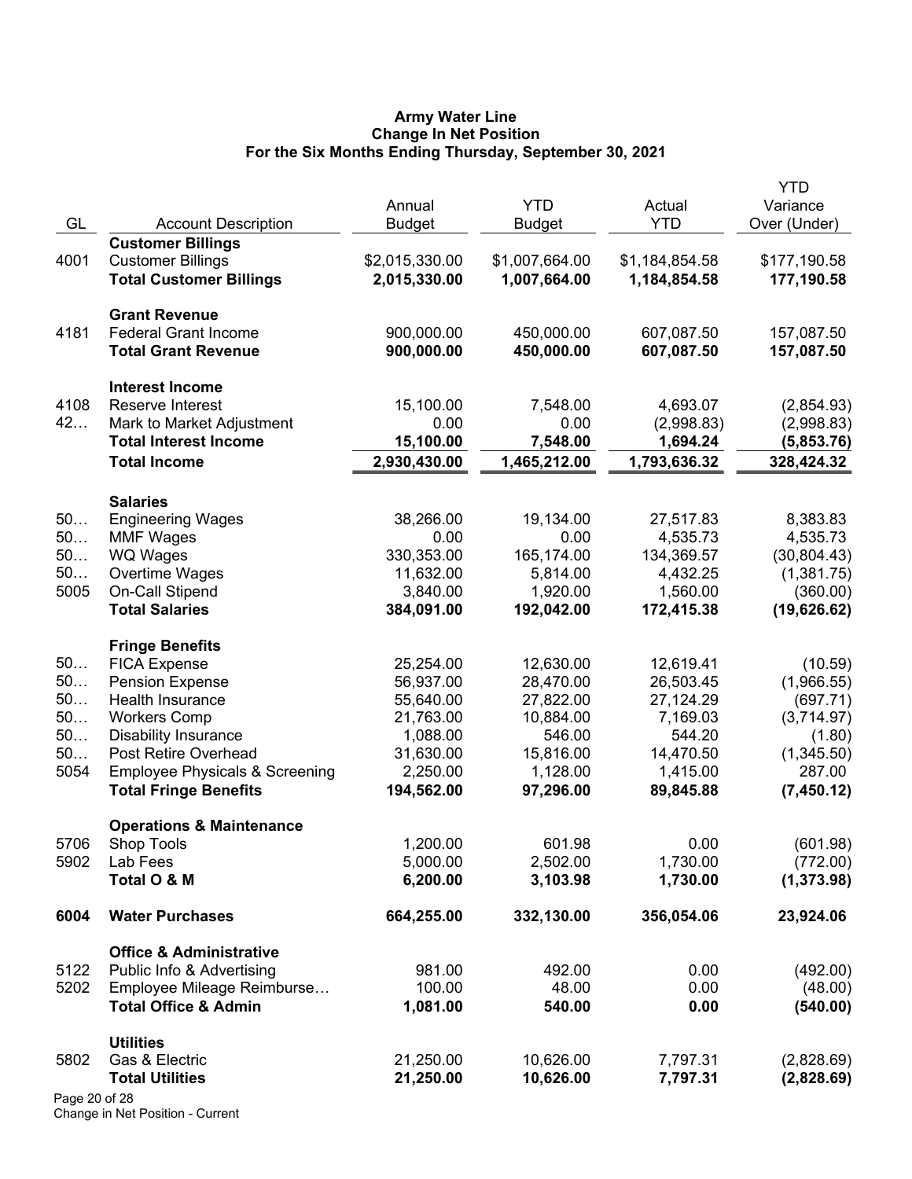# Army Water Line
## Change In Net Position
### For the Six Months Ending Thursday, September 30, 2021

| GL | Account Description | Annual Budget | YTD Budget | Actual YTD | YTD Variance Over (Under) |
|---|---|---|---|---|---|
| | **Customer Billings** | | | | |
| 4001 | Customer Billings | $2,015,330.00 | $1,007,664.00 | $1,184,854.58 | $177,190.58 |
| | **Total Customer Billings** | **2,015,330.00** | **1,007,664.00** | **1,184,854.58** | **177,190.58** |
| | **Grant Revenue** | | | | |
| 4181 | Federal Grant Income | 900,000.00 | 450,000.00 | 607,087.50 | 157,087.50 |
| | **Total Grant Revenue** | **900,000.00** | **450,000.00** | **607,087.50** | **157,087.50** |
| | **Interest Income** | | | | |
| 4108 | Reserve Interest | 15,100.00 | 7,548.00 | 4,693.07 | (2,854.93) |
| 42… | Mark to Market Adjustment | 0.00 | 0.00 | (2,998.83) | (2,998.83) |
| | **Total Interest Income** | **15,100.00** | **7,548.00** | **1,694.24** | **(5,853.76)** |
| | **Total Income** | **2,930,430.00** | **1,465,212.00** | **1,793,636.32** | **328,424.32** |
| | **Salaries** | | | | |
| 50… | Engineering Wages | 38,266.00 | 19,134.00 | 27,517.83 | 8,383.83 |
| 50… | MMF Wages | 0.00 | 0.00 | 4,535.73 | 4,535.73 |
| 50… | WQ Wages | 330,353.00 | 165,174.00 | 134,369.57 | (30,804.43) |
| 50… | Overtime Wages | 11,632.00 | 5,814.00 | 4,432.25 | (1,381.75) |
| 5005 | On-Call Stipend | 3,840.00 | 1,920.00 | 1,560.00 | (360.00) |
| | **Total Salaries** | **384,091.00** | **192,042.00** | **172,415.38** | **(19,626.62)** |
| | **Fringe Benefits** | | | | |
| 50… | FICA Expense | 25,254.00 | 12,630.00 | 12,619.41 | (10.59) |
| 50… | Pension Expense | 56,937.00 | 28,470.00 | 26,503.45 | (1,966.55) |
| 50… | Health Insurance | 55,640.00 | 27,822.00 | 27,124.29 | (697.71) |
| 50… | Workers Comp | 21,763.00 | 10,884.00 | 7,169.03 | (3,714.97) |
| 50… | Disability Insurance | 1,088.00 | 546.00 | 544.20 | (1.80) |
| 50… | Post Retire Overhead | 31,630.00 | 15,816.00 | 14,470.50 | (1,345.50) |
| 5054 | Employee Physicals & Screening | 2,250.00 | 1,128.00 | 1,415.00 | 287.00 |
| | **Total Fringe Benefits** | **194,562.00** | **97,296.00** | **89,845.88** | **(7,450.12)** |
| | **Operations & Maintenance** | | | | |
| 5706 | Shop Tools | 1,200.00 | 601.98 | 0.00 | (601.98) |
| 5902 | Lab Fees | 5,000.00 | 2,502.00 | 1,730.00 | (772.00) |
| | **Total O & M** | **6,200.00** | **3,103.98** | **1,730.00** | **(1,373.98)** |
| **6004** | **Water Purchases** | **664,255.00** | **332,130.00** | **356,054.06** | **23,924.06** |
| | **Office & Administrative** | | | | |
| 5122 | Public Info & Advertising | 981.00 | 492.00 | 0.00 | (492.00) |
| 5202 | Employee Mileage Reimburse… | 100.00 | 48.00 | 0.00 | (48.00) |
| | **Total Office & Admin** | **1,081.00** | **540.00** | **0.00** | **(540.00)** |
| | **Utilities** | | | | |
| 5802 | Gas & Electric | 21,250.00 | 10,626.00 | 7,797.31 | (2,828.69) |
| | **Total Utilities** | **21,250.00** | **10,626.00** | **7,797.31** | **(2,828.69)** |

Change in Net Position - Current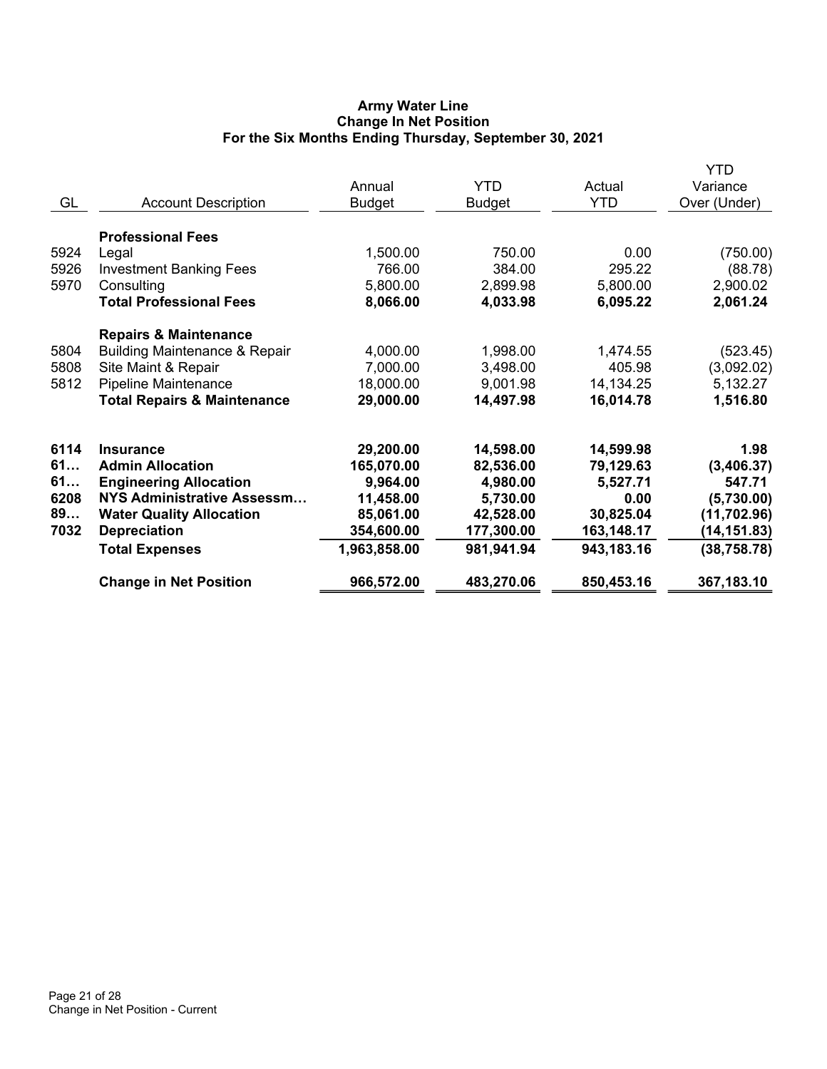**Army Water Line**
**Change In Net Position**
**For the Six Months Ending Thursday, September 30, 2021**

| GL | Account Description | Annual Budget | YTD Budget | Actual YTD | YTD Variance Over (Under) |
|---|---|---|---|---|---|
| | **Professional Fees** | | | | |
| 5924 | Legal | 1,500.00 | 750.00 | 0.00 | (750.00) |
| 5926 | Investment Banking Fees | 766.00 | 384.00 | 295.22 | (88.78) |
| 5970 | Consulting | 5,800.00 | 2,899.98 | 5,800.00 | 2,900.02 |
| | **Total Professional Fees** | **8,066.00** | **4,033.98** | **6,095.22** | **2,061.24** |
| | **Repairs & Maintenance** | | | | |
| 5804 | Building Maintenance & Repair | 4,000.00 | 1,998.00 | 1,474.55 | (523.45) |
| 5808 | Site Maint & Repair | 7,000.00 | 3,498.00 | 405.98 | (3,092.02) |
| 5812 | Pipeline Maintenance | 18,000.00 | 9,001.98 | 14,134.25 | 5,132.27 |
| | **Total Repairs & Maintenance** | **29,000.00** | **14,497.98** | **16,014.78** | **1,516.80** |
| **6114** | **Insurance** | **29,200.00** | **14,598.00** | **14,599.98** | **1.98** |
| **61…** | **Admin Allocation** | **165,070.00** | **82,536.00** | **79,129.63** | **(3,406.37)** |
| **61…** | **Engineering Allocation** | **9,964.00** | **4,980.00** | **5,527.71** | **547.71** |
| **6208** | **NYS Administrative Assessm…** | **11,458.00** | **5,730.00** | **0.00** | **(5,730.00)** |
| **89…** | **Water Quality Allocation** | **85,061.00** | **42,528.00** | **30,825.04** | **(11,702.96)** |
| **7032** | **Depreciation** | **354,600.00** | **177,300.00** | **163,148.17** | **(14,151.83)** |
| | **Total Expenses** | **1,963,858.00** | **981,941.94** | **943,183.16** | **(38,758.78)** |
| | **Change in Net Position** | **966,572.00** | **483,270.06** | **850,453.16** | **367,183.10** |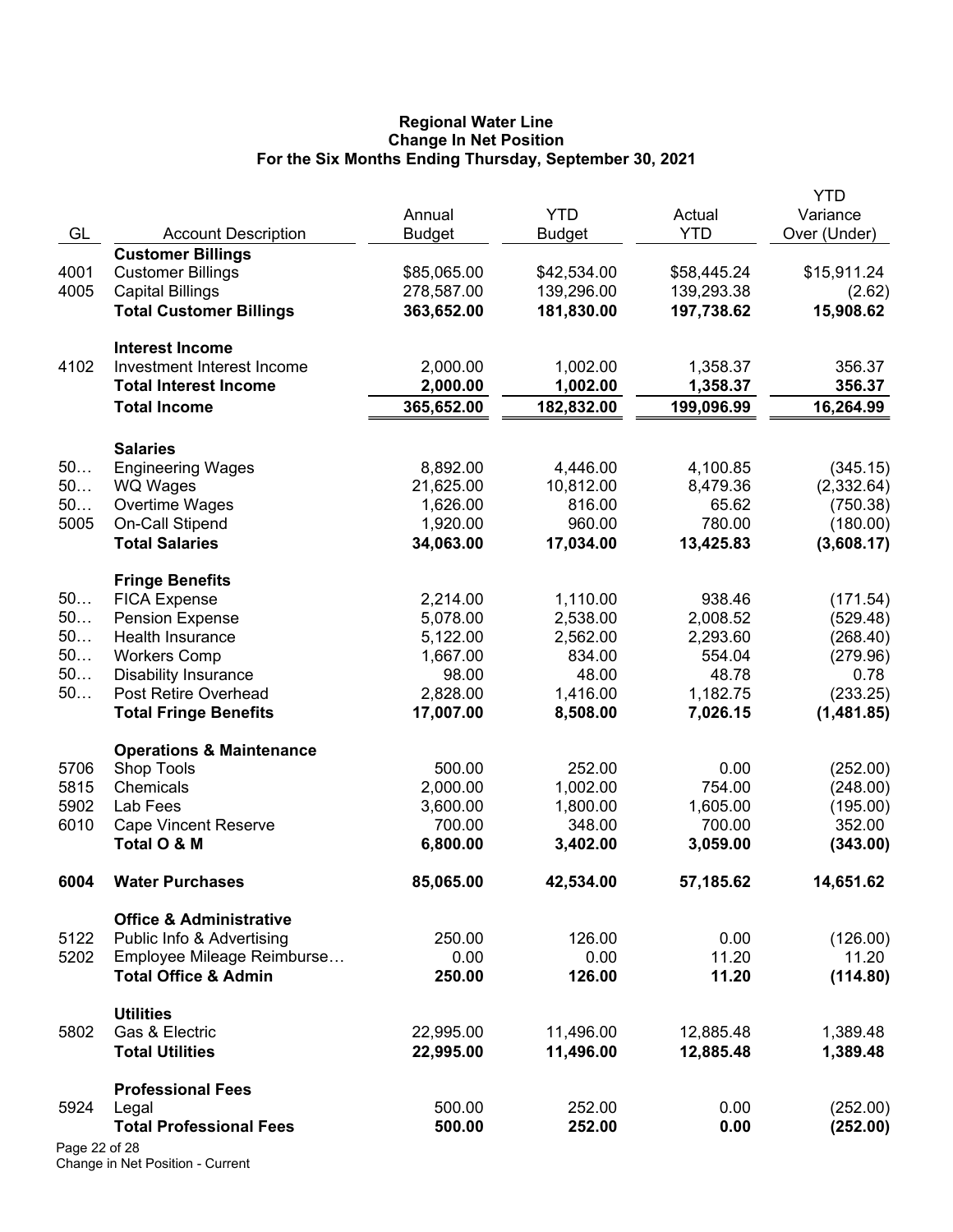**Regional Water Line**
**Change In Net Position**
**For the Six Months Ending Thursday, September 30, 2021**

| GL | Account Description | Annual Budget | YTD Budget | Actual YTD | YTD Variance Over (Under) |
|---|---|---|---|---|---|
| | **Customer Billings** | | | | |
| 4001 | Customer Billings | $85,065.00 | $42,534.00 | $58,445.24 | $15,911.24 |
| 4005 | Capital Billings | 278,587.00 | 139,296.00 | 139,293.38 | (2.62) |
| | **Total Customer Billings** | **363,652.00** | **181,830.00** | **197,738.62** | **15,908.62** |
| | **Interest Income** | | | | |
| 4102 | Investment Interest Income | 2,000.00 | 1,002.00 | 1,358.37 | 356.37 |
| | **Total Interest Income** | **2,000.00** | **1,002.00** | **1,358.37** | **356.37** |
| | **Total Income** | **365,652.00** | **182,832.00** | **199,096.99** | **16,264.99** |
| | **Salaries** | | | | |
| 50… | Engineering Wages | 8,892.00 | 4,446.00 | 4,100.85 | (345.15) |
| 50… | WQ Wages | 21,625.00 | 10,812.00 | 8,479.36 | (2,332.64) |
| 50… | Overtime Wages | 1,626.00 | 816.00 | 65.62 | (750.38) |
| 5005 | On-Call Stipend | 1,920.00 | 960.00 | 780.00 | (180.00) |
| | **Total Salaries** | **34,063.00** | **17,034.00** | **13,425.83** | **(3,608.17)** |
| | **Fringe Benefits** | | | | |
| 50… | FICA Expense | 2,214.00 | 1,110.00 | 938.46 | (171.54) |
| 50… | Pension Expense | 5,078.00 | 2,538.00 | 2,008.52 | (529.48) |
| 50… | Health Insurance | 5,122.00 | 2,562.00 | 2,293.60 | (268.40) |
| 50… | Workers Comp | 1,667.00 | 834.00 | 554.04 | (279.96) |
| 50… | Disability Insurance | 98.00 | 48.00 | 48.78 | 0.78 |
| 50… | Post Retire Overhead | 2,828.00 | 1,416.00 | 1,182.75 | (233.25) |
| | **Total Fringe Benefits** | **17,007.00** | **8,508.00** | **7,026.15** | **(1,481.85)** |
| | **Operations & Maintenance** | | | | |
| 5706 | Shop Tools | 500.00 | 252.00 | 0.00 | (252.00) |
| 5815 | Chemicals | 2,000.00 | 1,002.00 | 754.00 | (248.00) |
| 5902 | Lab Fees | 3,600.00 | 1,800.00 | 1,605.00 | (195.00) |
| 6010 | Cape Vincent Reserve | 700.00 | 348.00 | 700.00 | 352.00 |
| | **Total O & M** | **6,800.00** | **3,402.00** | **3,059.00** | **(343.00)** |
| **6004** | **Water Purchases** | **85,065.00** | **42,534.00** | **57,185.62** | **14,651.62** |
| | **Office & Administrative** | | | | |
| 5122 | Public Info & Advertising | 250.00 | 126.00 | 0.00 | (126.00) |
| 5202 | Employee Mileage Reimburse… | 0.00 | 0.00 | 11.20 | 11.20 |
| | **Total Office & Admin** | **250.00** | **126.00** | **11.20** | **(114.80)** |
| | **Utilities** | | | | |
| 5802 | Gas & Electric | 22,995.00 | 11,496.00 | 12,885.48 | 1,389.48 |
| | **Total Utilities** | **22,995.00** | **11,496.00** | **12,885.48** | **1,389.48** |
| | **Professional Fees** | | | | |
| 5924 | Legal | 500.00 | 252.00 | 0.00 | (252.00) |
| | **Total Professional Fees** | **500.00** | **252.00** | **0.00** | **(252.00)** |

Change in Net Position - Current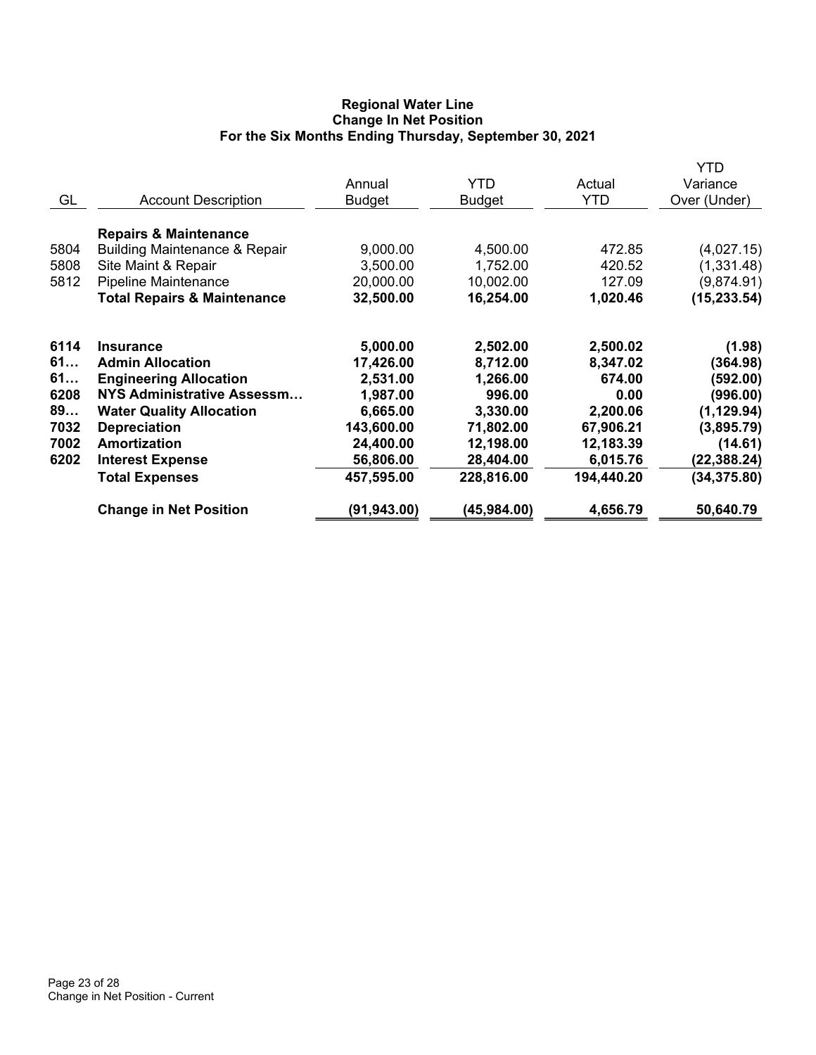## Regional Water Line
## Change In Net Position
## For the Six Months Ending Thursday, September 30, 2021

| GL | Account Description | Annual Budget | YTD Budget | Actual YTD | YTD Variance Over (Under) |
|---|---|---|---|---|---|
| | **Repairs & Maintenance** | | | | |
| 5804 | Building Maintenance & Repair | 9,000.00 | 4,500.00 | 472.85 | (4,027.15) |
| 5808 | Site Maint & Repair | 3,500.00 | 1,752.00 | 420.52 | (1,331.48) |
| 5812 | Pipeline Maintenance | 20,000.00 | 10,002.00 | 127.09 | (9,874.91) |
| | **Total Repairs & Maintenance** | **32,500.00** | **16,254.00** | **1,020.46** | **(15,233.54)** |
| **6114** | **Insurance** | **5,000.00** | **2,502.00** | **2,500.02** | **(1.98)** |
| **61…** | **Admin Allocation** | **17,426.00** | **8,712.00** | **8,347.02** | **(364.98)** |
| **61…** | **Engineering Allocation** | **2,531.00** | **1,266.00** | **674.00** | **(592.00)** |
| **6208** | **NYS Administrative Assessm…** | **1,987.00** | **996.00** | **0.00** | **(996.00)** |
| **89…** | **Water Quality Allocation** | **6,665.00** | **3,330.00** | **2,200.06** | **(1,129.94)** |
| **7032** | **Depreciation** | **143,600.00** | **71,802.00** | **67,906.21** | **(3,895.79)** |
| **7002** | **Amortization** | **24,400.00** | **12,198.00** | **12,183.39** | **(14.61)** |
| **6202** | **Interest Expense** | **56,806.00** | **28,404.00** | **6,015.76** | **(22,388.24)** |
| | **Total Expenses** | **457,595.00** | **228,816.00** | **194,440.20** | **(34,375.80)** |
| | **Change in Net Position** | **(91,943.00)** | **(45,984.00)** | **4,656.79** | **50,640.79** |

Change in Net Position - Current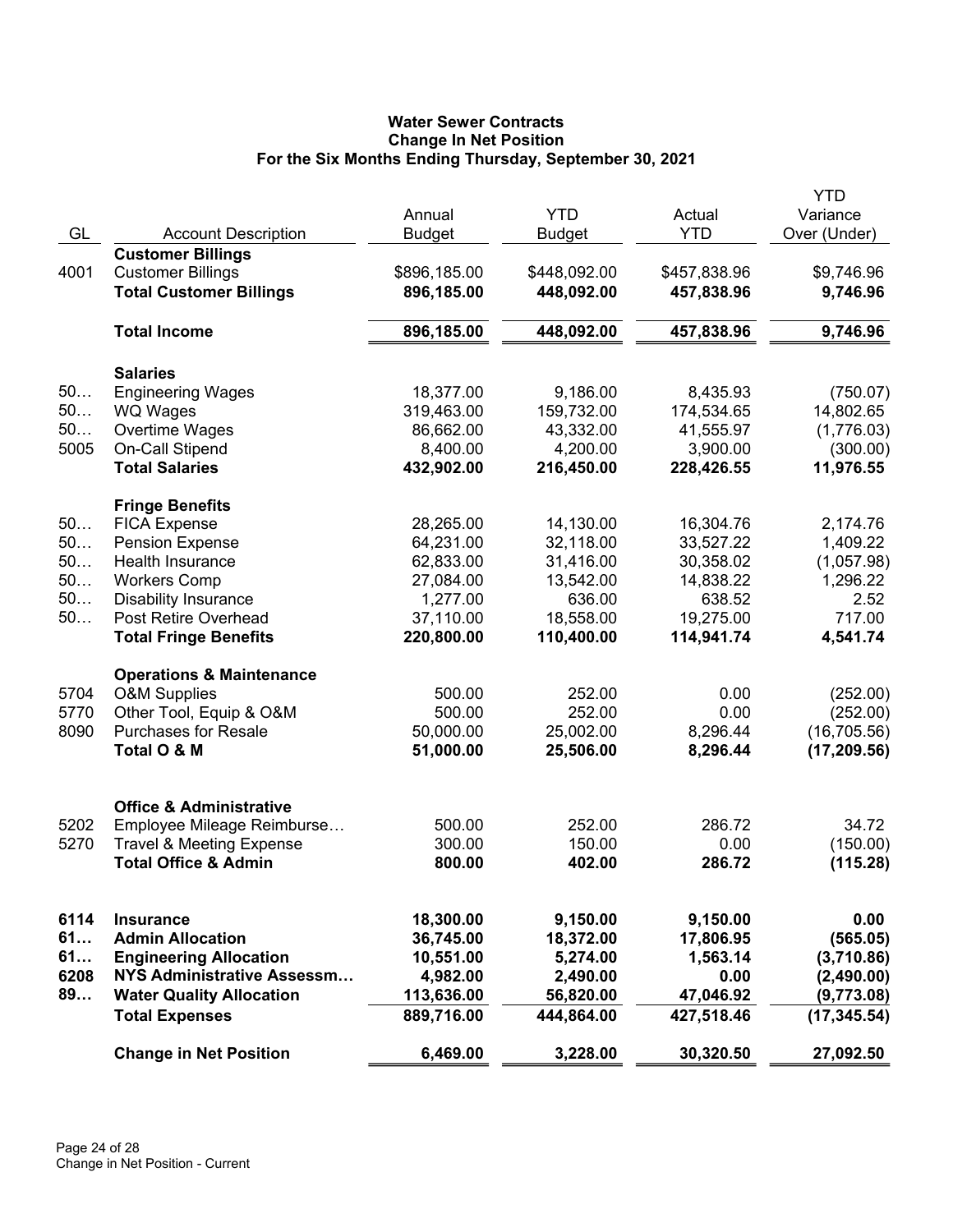# Water Sewer Contracts
## Change In Net Position
### For the Six Months Ending Thursday, September 30, 2021

| GL | Account Description | Annual Budget | YTD Budget | Actual YTD | YTD Variance Over (Under) |
|---|---|---|---|---|---|
| | **Customer Billings** | | | | |
| 4001 | Customer Billings | $896,185.00 | $448,092.00 | $457,838.96 | $9,746.96 |
| | **Total Customer Billings** | **896,185.00** | **448,092.00** | **457,838.96** | **9,746.96** |
| | **Total Income** | **896,185.00** | **448,092.00** | **457,838.96** | **9,746.96** |
| | **Salaries** | | | | |
| 50… | Engineering Wages | 18,377.00 | 9,186.00 | 8,435.93 | (750.07) |
| 50… | WQ Wages | 319,463.00 | 159,732.00 | 174,534.65 | 14,802.65 |
| 50… | Overtime Wages | 86,662.00 | 43,332.00 | 41,555.97 | (1,776.03) |
| 5005 | On-Call Stipend | 8,400.00 | 4,200.00 | 3,900.00 | (300.00) |
| | **Total Salaries** | **432,902.00** | **216,450.00** | **228,426.55** | **11,976.55** |
| | **Fringe Benefits** | | | | |
| 50… | FICA Expense | 28,265.00 | 14,130.00 | 16,304.76 | 2,174.76 |
| 50… | Pension Expense | 64,231.00 | 32,118.00 | 33,527.22 | 1,409.22 |
| 50… | Health Insurance | 62,833.00 | 31,416.00 | 30,358.02 | (1,057.98) |
| 50… | Workers Comp | 27,084.00 | 13,542.00 | 14,838.22 | 1,296.22 |
| 50… | Disability Insurance | 1,277.00 | 636.00 | 638.52 | 2.52 |
| 50… | Post Retire Overhead | 37,110.00 | 18,558.00 | 19,275.00 | 717.00 |
| | **Total Fringe Benefits** | **220,800.00** | **110,400.00** | **114,941.74** | **4,541.74** |
| | **Operations & Maintenance** | | | | |
| 5704 | O&M Supplies | 500.00 | 252.00 | 0.00 | (252.00) |
| 5770 | Other Tool, Equip & O&M | 500.00 | 252.00 | 0.00 | (252.00) |
| 8090 | Purchases for Resale | 50,000.00 | 25,002.00 | 8,296.44 | (16,705.56) |
| | **Total O & M** | **51,000.00** | **25,506.00** | **8,296.44** | **(17,209.56)** |
| | **Office & Administrative** | | | | |
| 5202 | Employee Mileage Reimburse… | 500.00 | 252.00 | 286.72 | 34.72 |
| 5270 | Travel & Meeting Expense | 300.00 | 150.00 | 0.00 | (150.00) |
| | **Total Office & Admin** | **800.00** | **402.00** | **286.72** | **(115.28)** |
| **6114** | **Insurance** | **18,300.00** | **9,150.00** | **9,150.00** | **0.00** |
| **61…** | **Admin Allocation** | **36,745.00** | **18,372.00** | **17,806.95** | **(565.05)** |
| **61…** | **Engineering Allocation** | **10,551.00** | **5,274.00** | **1,563.14** | **(3,710.86)** |
| **6208** | **NYS Administrative Assessm…** | **4,982.00** | **2,490.00** | **0.00** | **(2,490.00)** |
| **89…** | **Water Quality Allocation** | **113,636.00** | **56,820.00** | **47,046.92** | **(9,773.08)** |
| | **Total Expenses** | **889,716.00** | **444,864.00** | **427,518.46** | **(17,345.54)** |
| | **Change in Net Position** | **6,469.00** | **3,228.00** | **30,320.50** | **27,092.50** |

Change in Net Position - Current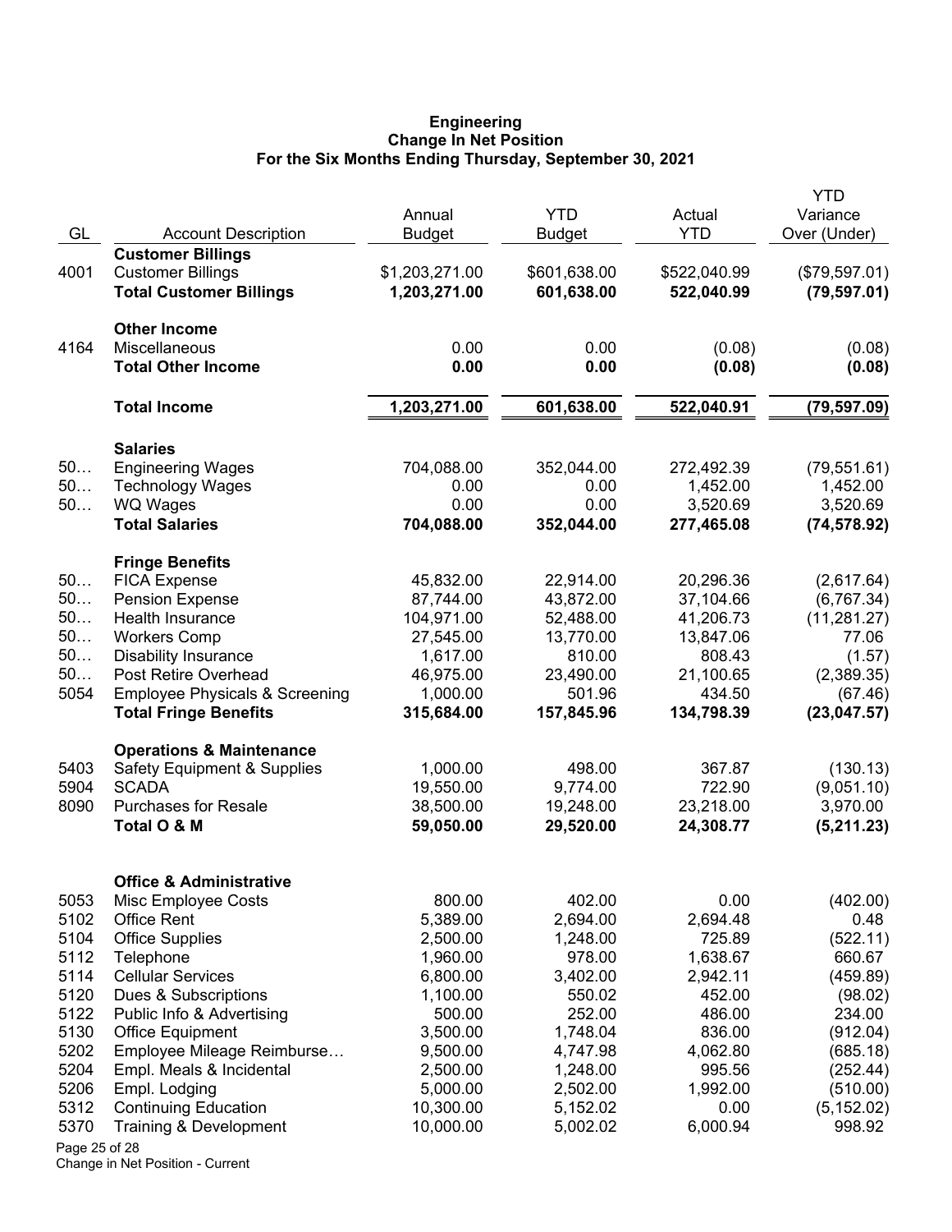# Engineering
## Change In Net Position
### For the Six Months Ending Thursday, September 30, 2021

| GL | Account Description | Annual Budget | YTD Budget | Actual YTD | YTD Variance Over (Under) |
|---|---|---|---|---|---|
| | **Customer Billings** | | | | |
| 4001 | Customer Billings | $1,203,271.00 | $601,638.00 | $522,040.99 | ($79,597.01) |
| | **Total Customer Billings** | **1,203,271.00** | **601,638.00** | **522,040.99** | **(79,597.01)** |
| | **Other Income** | | | | |
| 4164 | Miscellaneous | 0.00 | 0.00 | (0.08) | (0.08) |
| | **Total Other Income** | **0.00** | **0.00** | **(0.08)** | **(0.08)** |
| | **Total Income** | **1,203,271.00** | **601,638.00** | **522,040.91** | **(79,597.09)** |
| | **Salaries** | | | | |
| 50… | Engineering Wages | 704,088.00 | 352,044.00 | 272,492.39 | (79,551.61) |
| 50… | Technology Wages | 0.00 | 0.00 | 1,452.00 | 1,452.00 |
| 50… | WQ Wages | 0.00 | 0.00 | 3,520.69 | 3,520.69 |
| | **Total Salaries** | **704,088.00** | **352,044.00** | **277,465.08** | **(74,578.92)** |
| | **Fringe Benefits** | | | | |
| 50… | FICA Expense | 45,832.00 | 22,914.00 | 20,296.36 | (2,617.64) |
| 50… | Pension Expense | 87,744.00 | 43,872.00 | 37,104.66 | (6,767.34) |
| 50… | Health Insurance | 104,971.00 | 52,488.00 | 41,206.73 | (11,281.27) |
| 50… | Workers Comp | 27,545.00 | 13,770.00 | 13,847.06 | 77.06 |
| 50… | Disability Insurance | 1,617.00 | 810.00 | 808.43 | (1.57) |
| 50… | Post Retire Overhead | 46,975.00 | 23,490.00 | 21,100.65 | (2,389.35) |
| 5054 | Employee Physicals & Screening | 1,000.00 | 501.96 | 434.50 | (67.46) |
| | **Total Fringe Benefits** | **315,684.00** | **157,845.96** | **134,798.39** | **(23,047.57)** |
| | **Operations & Maintenance** | | | | |
| 5403 | Safety Equipment & Supplies | 1,000.00 | 498.00 | 367.87 | (130.13) |
| 5904 | SCADA | 19,550.00 | 9,774.00 | 722.90 | (9,051.10) |
| 8090 | Purchases for Resale | 38,500.00 | 19,248.00 | 23,218.00 | 3,970.00 |
| | **Total O & M** | **59,050.00** | **29,520.00** | **24,308.77** | **(5,211.23)** |
| | **Office & Administrative** | | | | |
| 5053 | Misc Employee Costs | 800.00 | 402.00 | 0.00 | (402.00) |
| 5102 | Office Rent | 5,389.00 | 2,694.00 | 2,694.48 | 0.48 |
| 5104 | Office Supplies | 2,500.00 | 1,248.00 | 725.89 | (522.11) |
| 5112 | Telephone | 1,960.00 | 978.00 | 1,638.67 | 660.67 |
| 5114 | Cellular Services | 6,800.00 | 3,402.00 | 2,942.11 | (459.89) |
| 5120 | Dues & Subscriptions | 1,100.00 | 550.02 | 452.00 | (98.02) |
| 5122 | Public Info & Advertising | 500.00 | 252.00 | 486.00 | 234.00 |
| 5130 | Office Equipment | 3,500.00 | 1,748.04 | 836.00 | (912.04) |
| 5202 | Employee Mileage Reimburse… | 9,500.00 | 4,747.98 | 4,062.80 | (685.18) |
| 5204 | Empl. Meals & Incidental | 2,500.00 | 1,248.00 | 995.56 | (252.44) |
| 5206 | Empl. Lodging | 5,000.00 | 2,502.00 | 1,992.00 | (510.00) |
| 5312 | Continuing Education | 10,300.00 | 5,152.02 | 0.00 | (5,152.02) |
| 5370 | Training & Development | 10,000.00 | 5,002.02 | 6,000.94 | 998.92 |

Change in Net Position - Current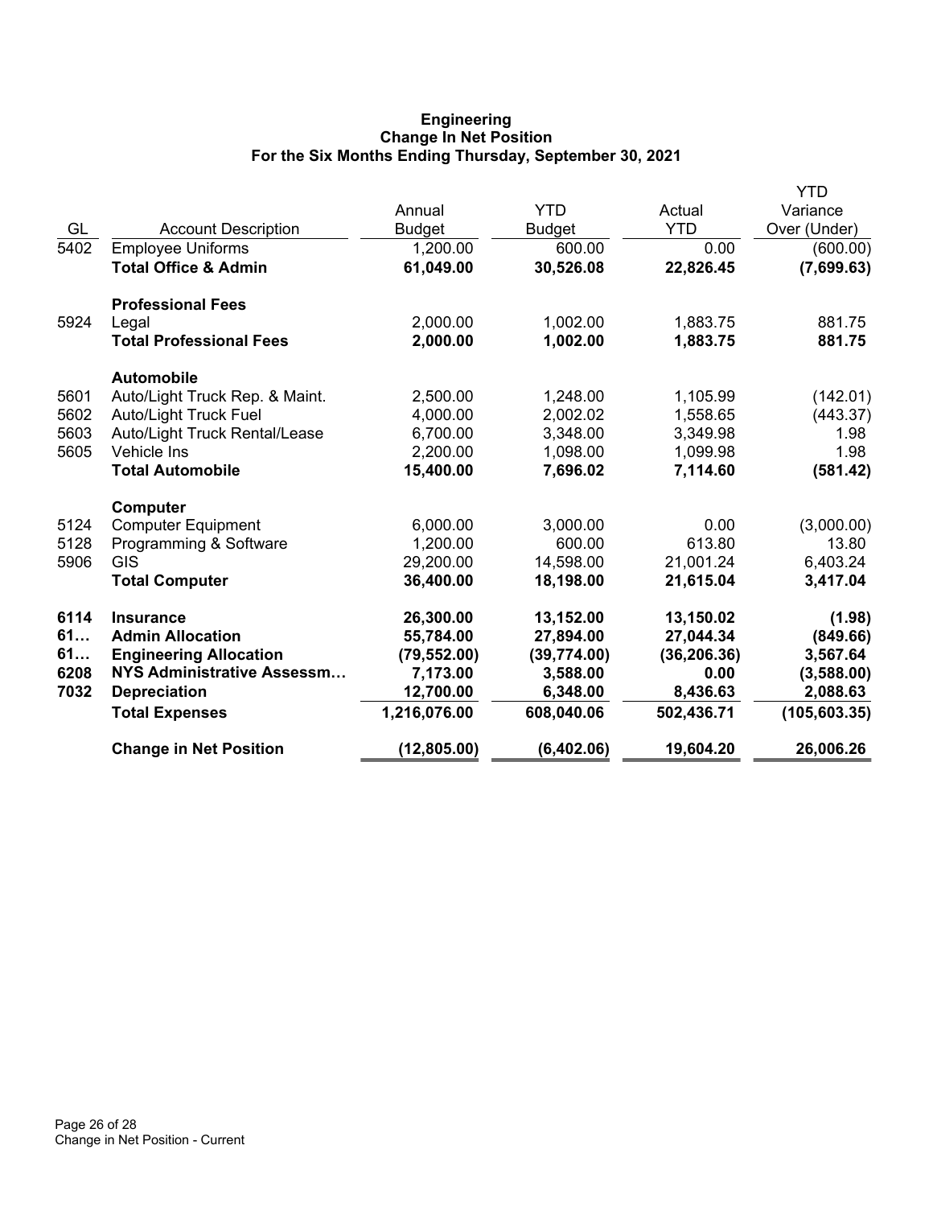# Engineering
## Change In Net Position
### For the Six Months Ending Thursday, September 30, 2021

| GL | Account Description | Annual Budget | YTD Budget | Actual YTD | YTD Variance Over (Under) |
|---|---|---|---|---|---|
| 5402 | Employee Uniforms | 1,200.00 | 600.00 | 0.00 | (600.00) |
| | **Total Office & Admin** | **61,049.00** | **30,526.08** | **22,826.45** | **(7,699.63)** |
| | **Professional Fees** | | | | |
| 5924 | Legal | 2,000.00 | 1,002.00 | 1,883.75 | 881.75 |
| | **Total Professional Fees** | **2,000.00** | **1,002.00** | **1,883.75** | **881.75** |
| | **Automobile** | | | | |
| 5601 | Auto/Light Truck Rep. & Maint. | 2,500.00 | 1,248.00 | 1,105.99 | (142.01) |
| 5602 | Auto/Light Truck Fuel | 4,000.00 | 2,002.02 | 1,558.65 | (443.37) |
| 5603 | Auto/Light Truck Rental/Lease | 6,700.00 | 3,348.00 | 3,349.98 | 1.98 |
| 5605 | Vehicle Ins | 2,200.00 | 1,098.00 | 1,099.98 | 1.98 |
| | **Total Automobile** | **15,400.00** | **7,696.02** | **7,114.60** | **(581.42)** |
| | **Computer** | | | | |
| 5124 | Computer Equipment | 6,000.00 | 3,000.00 | 0.00 | (3,000.00) |
| 5128 | Programming & Software | 1,200.00 | 600.00 | 613.80 | 13.80 |
| 5906 | GIS | 29,200.00 | 14,598.00 | 21,001.24 | 6,403.24 |
| | **Total Computer** | **36,400.00** | **18,198.00** | **21,615.04** | **3,417.04** |
| **6114** | **Insurance** | **26,300.00** | **13,152.00** | **13,150.02** | **(1.98)** |
| **61…** | **Admin Allocation** | **55,784.00** | **27,894.00** | **27,044.34** | **(849.66)** |
| **61…** | **Engineering Allocation** | **(79,552.00)** | **(39,774.00)** | **(36,206.36)** | **3,567.64** |
| **6208** | **NYS Administrative Assessm…** | **7,173.00** | **3,588.00** | **0.00** | **(3,588.00)** |
| **7032** | **Depreciation** | **12,700.00** | **6,348.00** | **8,436.63** | **2,088.63** |
| | **Total Expenses** | **1,216,076.00** | **608,040.06** | **502,436.71** | **(105,603.35)** |
| | **Change in Net Position** | **(12,805.00)** | **(6,402.06)** | **19,604.20** | **26,006.26** |

Change in Net Position - Current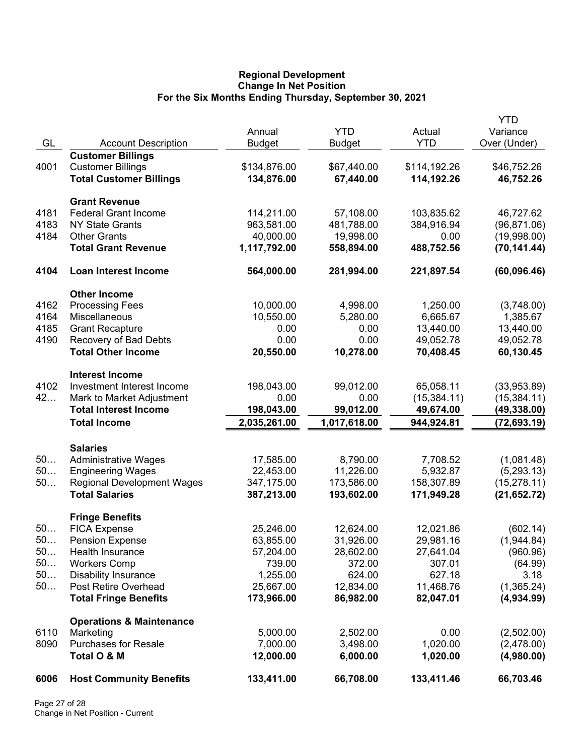# Regional Development
## Change In Net Position
### For the Six Months Ending Thursday, September 30, 2021

| GL | Account Description | Annual Budget | YTD Budget | Actual YTD | YTD Variance Over (Under) |
|---|---|---|---|---|---|
| | **Customer Billings** | | | | |
| 4001 | Customer Billings | $134,876.00 | $67,440.00 | $114,192.26 | $46,752.26 |
| | **Total Customer Billings** | **134,876.00** | **67,440.00** | **114,192.26** | **46,752.26** |
| | **Grant Revenue** | | | | |
| 4181 | Federal Grant Income | 114,211.00 | 57,108.00 | 103,835.62 | 46,727.62 |
| 4183 | NY State Grants | 963,581.00 | 481,788.00 | 384,916.94 | (96,871.06) |
| 4184 | Other Grants | 40,000.00 | 19,998.00 | 0.00 | (19,998.00) |
| | **Total Grant Revenue** | **1,117,792.00** | **558,894.00** | **488,752.56** | **(70,141.44)** |
| **4104** | **Loan Interest Income** | **564,000.00** | **281,994.00** | **221,897.54** | **(60,096.46)** |
| | **Other Income** | | | | |
| 4162 | Processing Fees | 10,000.00 | 4,998.00 | 1,250.00 | (3,748.00) |
| 4164 | Miscellaneous | 10,550.00 | 5,280.00 | 6,665.67 | 1,385.67 |
| 4185 | Grant Recapture | 0.00 | 0.00 | 13,440.00 | 13,440.00 |
| 4190 | Recovery of Bad Debts | 0.00 | 0.00 | 49,052.78 | 49,052.78 |
| | **Total Other Income** | **20,550.00** | **10,278.00** | **70,408.45** | **60,130.45** |
| | **Interest Income** | | | | |
| 4102 | Investment Interest Income | 198,043.00 | 99,012.00 | 65,058.11 | (33,953.89) |
| 42… | Mark to Market Adjustment | 0.00 | 0.00 | (15,384.11) | (15,384.11) |
| | **Total Interest Income** | **198,043.00** | **99,012.00** | **49,674.00** | **(49,338.00)** |
| | **Total Income** | **2,035,261.00** | **1,017,618.00** | **944,924.81** | **(72,693.19)** |
| | **Salaries** | | | | |
| 50… | Administrative Wages | 17,585.00 | 8,790.00 | 7,708.52 | (1,081.48) |
| 50… | Engineering Wages | 22,453.00 | 11,226.00 | 5,932.87 | (5,293.13) |
| 50… | Regional Development Wages | 347,175.00 | 173,586.00 | 158,307.89 | (15,278.11) |
| | **Total Salaries** | **387,213.00** | **193,602.00** | **171,949.28** | **(21,652.72)** |
| | **Fringe Benefits** | | | | |
| 50… | FICA Expense | 25,246.00 | 12,624.00 | 12,021.86 | (602.14) |
| 50… | Pension Expense | 63,855.00 | 31,926.00 | 29,981.16 | (1,944.84) |
| 50… | Health Insurance | 57,204.00 | 28,602.00 | 27,641.04 | (960.96) |
| 50… | Workers Comp | 739.00 | 372.00 | 307.01 | (64.99) |
| 50… | Disability Insurance | 1,255.00 | 624.00 | 627.18 | 3.18 |
| 50… | Post Retire Overhead | 25,667.00 | 12,834.00 | 11,468.76 | (1,365.24) |
| | **Total Fringe Benefits** | **173,966.00** | **86,982.00** | **82,047.01** | **(4,934.99)** |
| | **Operations & Maintenance** | | | | |
| 6110 | Marketing | 5,000.00 | 2,502.00 | 0.00 | (2,502.00) |
| 8090 | Purchases for Resale | 7,000.00 | 3,498.00 | 1,020.00 | (2,478.00) |
| | **Total O & M** | **12,000.00** | **6,000.00** | **1,020.00** | **(4,980.00)** |
| **6006** | **Host Community Benefits** | **133,411.00** | **66,708.00** | **133,411.46** | **66,703.46** |

Change in Net Position - Current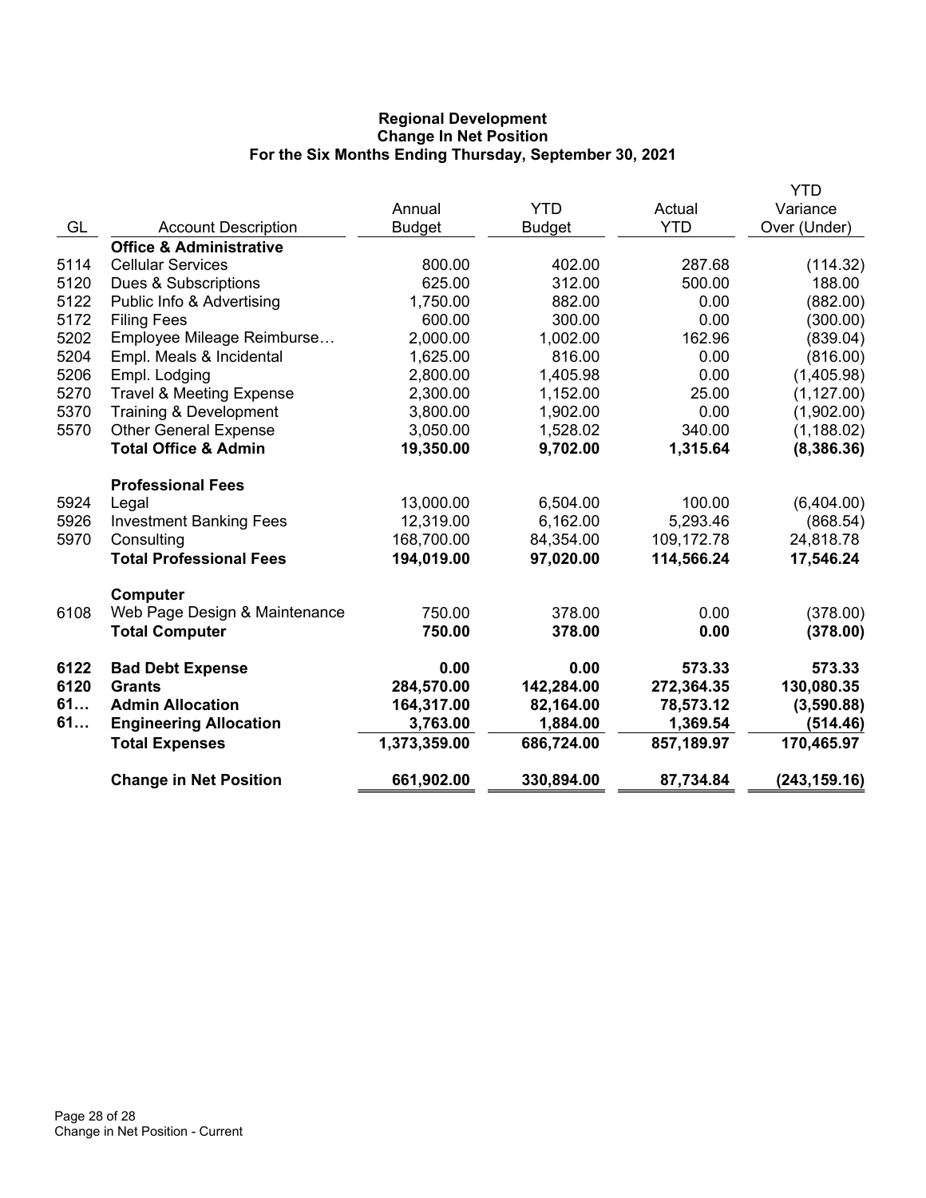**Regional Development**
**Change In Net Position**
**For the Six Months Ending Thursday, September 30, 2021**

| GL | Account Description | Annual Budget | YTD Budget | Actual YTD | YTD Variance Over (Under) |
|---|---|---|---|---|---|
| | **Office & Administrative** | | | | |
| 5114 | Cellular Services | 800.00 | 402.00 | 287.68 | (114.32) |
| 5120 | Dues & Subscriptions | 625.00 | 312.00 | 500.00 | 188.00 |
| 5122 | Public Info & Advertising | 1,750.00 | 882.00 | 0.00 | (882.00) |
| 5172 | Filing Fees | 600.00 | 300.00 | 0.00 | (300.00) |
| 5202 | Employee Mileage Reimburse… | 2,000.00 | 1,002.00 | 162.96 | (839.04) |
| 5204 | Empl. Meals & Incidental | 1,625.00 | 816.00 | 0.00 | (816.00) |
| 5206 | Empl. Lodging | 2,800.00 | 1,405.98 | 0.00 | (1,405.98) |
| 5270 | Travel & Meeting Expense | 2,300.00 | 1,152.00 | 25.00 | (1,127.00) |
| 5370 | Training & Development | 3,800.00 | 1,902.00 | 0.00 | (1,902.00) |
| 5570 | Other General Expense | 3,050.00 | 1,528.02 | 340.00 | (1,188.02) |
| | **Total Office & Admin** | **19,350.00** | **9,702.00** | **1,315.64** | **(8,386.36)** |
| | **Professional Fees** | | | | |
| 5924 | Legal | 13,000.00 | 6,504.00 | 100.00 | (6,404.00) |
| 5926 | Investment Banking Fees | 12,319.00 | 6,162.00 | 5,293.46 | (868.54) |
| 5970 | Consulting | 168,700.00 | 84,354.00 | 109,172.78 | 24,818.78 |
| | **Total Professional Fees** | **194,019.00** | **97,020.00** | **114,566.24** | **17,546.24** |
| | **Computer** | | | | |
| 6108 | Web Page Design & Maintenance | 750.00 | 378.00 | 0.00 | (378.00) |
| | **Total Computer** | **750.00** | **378.00** | **0.00** | **(378.00)** |
| **6122** | **Bad Debt Expense** | **0.00** | **0.00** | **573.33** | **573.33** |
| **6120** | **Grants** | **284,570.00** | **142,284.00** | **272,364.35** | **130,080.35** |
| **61…** | **Admin Allocation** | **164,317.00** | **82,164.00** | **78,573.12** | **(3,590.88)** |
| **61…** | **Engineering Allocation** | **3,763.00** | **1,884.00** | **1,369.54** | **(514.46)** |
| | **Total Expenses** | **1,373,359.00** | **686,724.00** | **857,189.97** | **170,465.97** |
| | **Change in Net Position** | **661,902.00** | **330,894.00** | **87,734.84** | **(243,159.16)** |

Change in Net Position - Current